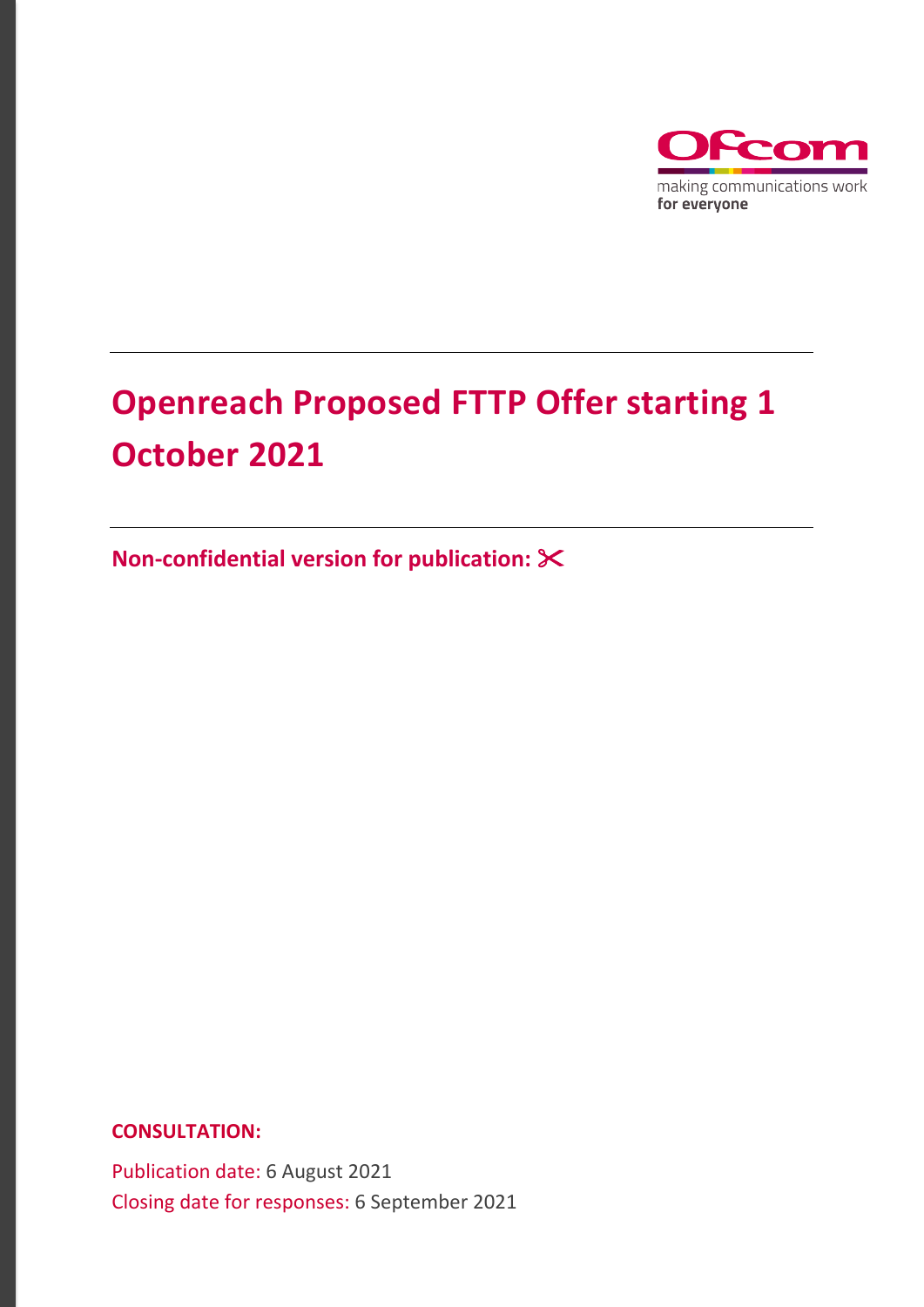# Openreach Proposed FTTP Offer starting 1 October 2021

**Non-confidential version for publication:** ✂

**CONSULTATION:**

Publication date: 6 August 2021

Closing date for responses: 6 September 2021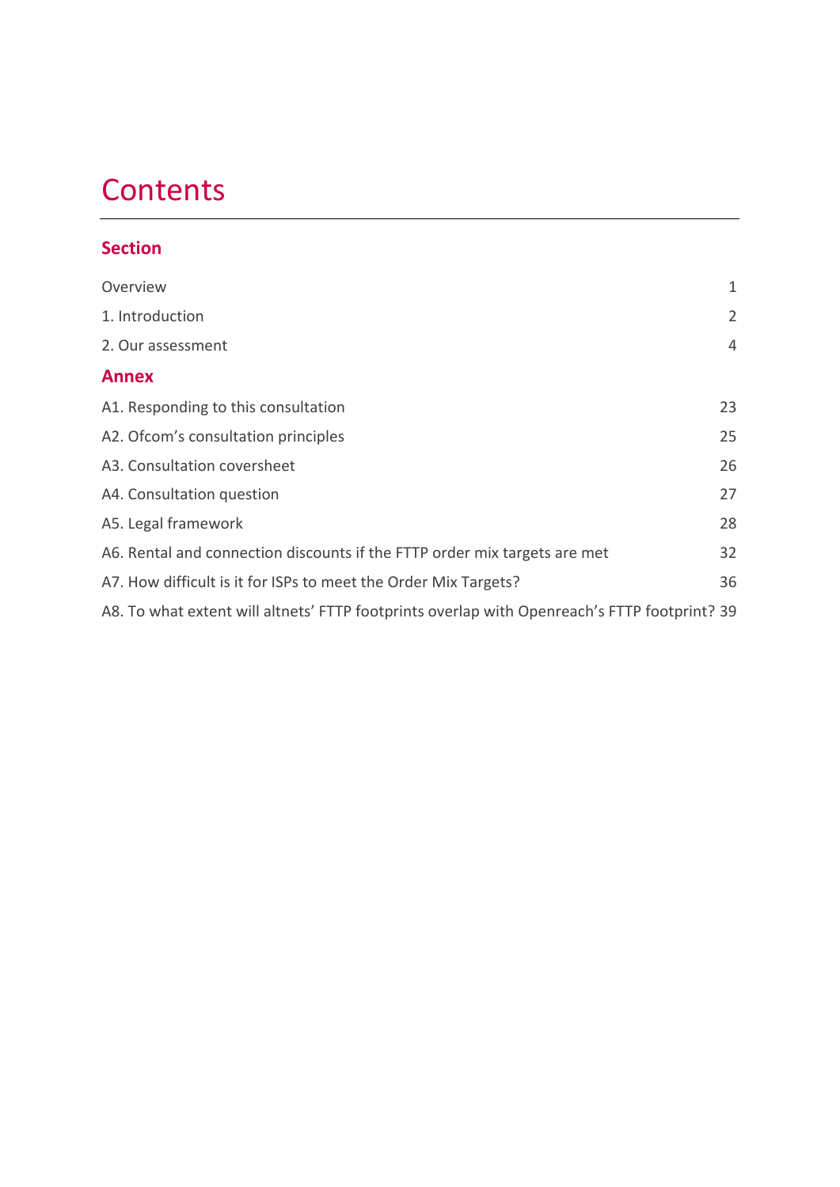# Contents

## Section

| | |
|---|---|
| Overview | 1 |
| 1. Introduction | 2 |
| 2. Our assessment | 4 |

## Annex

| | |
|---|---|
| A1. Responding to this consultation | 23 |
| A2. Ofcom's consultation principles | 25 |
| A3. Consultation coversheet | 26 |
| A4. Consultation question | 27 |
| A5. Legal framework | 28 |
| A6. Rental and connection discounts if the FTTP order mix targets are met | 32 |
| A7. How difficult is it for ISPs to meet the Order Mix Targets? | 36 |
| A8. To what extent will altnets' FTTP footprints overlap with Openreach's FTTP footprint? | 39 |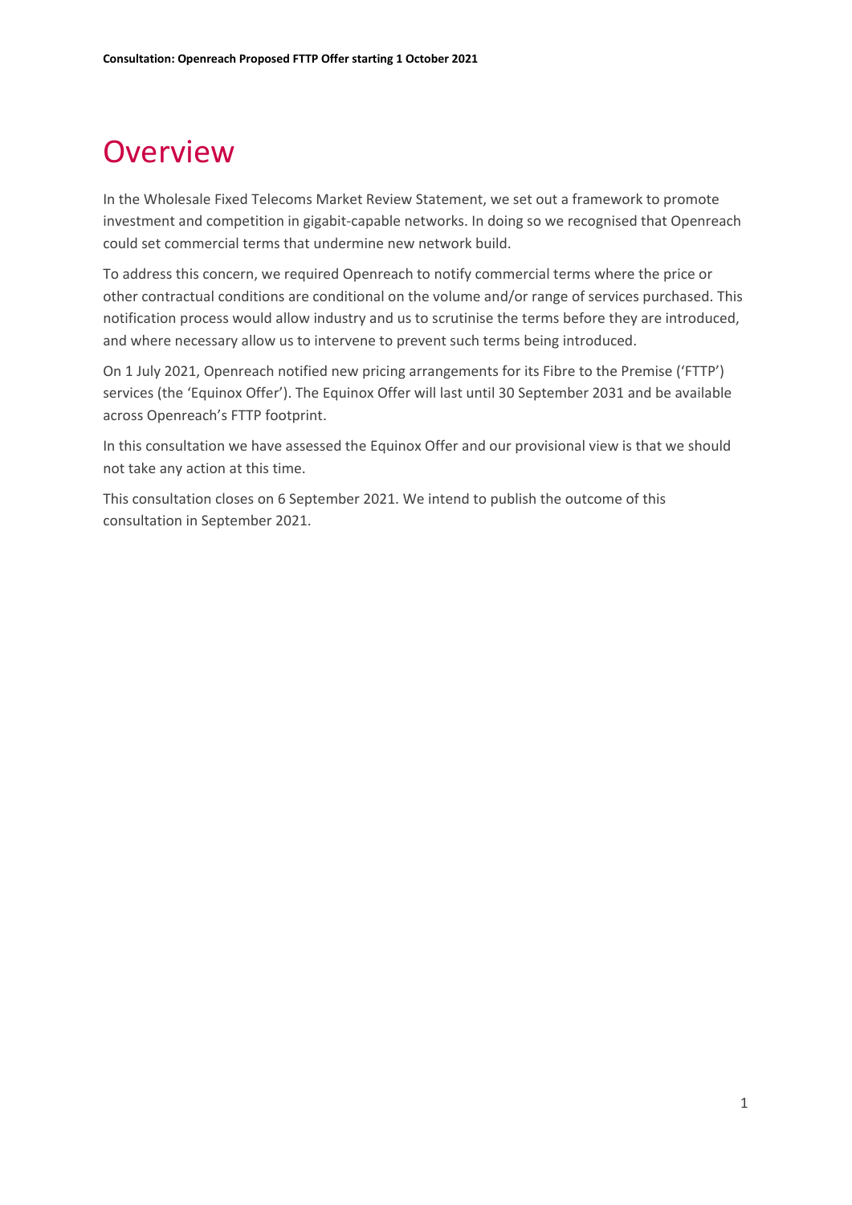# Overview

In the Wholesale Fixed Telecoms Market Review Statement, we set out a framework to promote investment and competition in gigabit-capable networks. In doing so we recognised that Openreach could set commercial terms that undermine new network build.

To address this concern, we required Openreach to notify commercial terms where the price or other contractual conditions are conditional on the volume and/or range of services purchased. This notification process would allow industry and us to scrutinise the terms before they are introduced, and where necessary allow us to intervene to prevent such terms being introduced.

On 1 July 2021, Openreach notified new pricing arrangements for its Fibre to the Premise ('FTTP') services (the 'Equinox Offer'). The Equinox Offer will last until 30 September 2031 and be available across Openreach's FTTP footprint.

In this consultation we have assessed the Equinox Offer and our provisional view is that we should not take any action at this time.

This consultation closes on 6 September 2021. We intend to publish the outcome of this consultation in September 2021.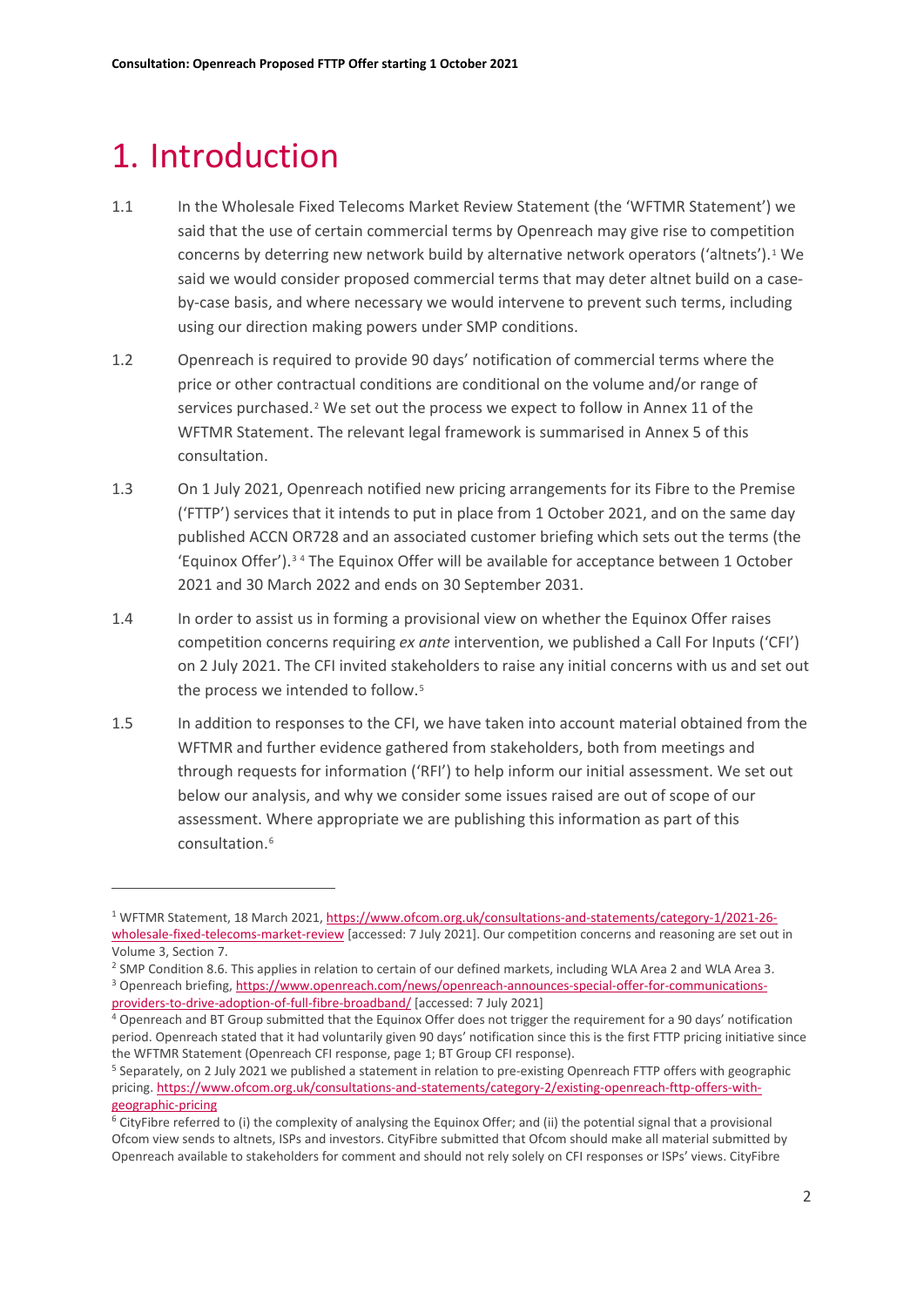# 1. Introduction

1.1 In the Wholesale Fixed Telecoms Market Review Statement (the 'WFTMR Statement') we said that the use of certain commercial terms by Openreach may give rise to competition concerns by deterring new network build by alternative network operators ('altnets').[1] We said we would consider proposed commercial terms that may deter altnet build on a case-by-case basis, and where necessary we would intervene to prevent such terms, including using our direction making powers under SMP conditions.

1.2 Openreach is required to provide 90 days' notification of commercial terms where the price or other contractual conditions are conditional on the volume and/or range of services purchased.[2] We set out the process we expect to follow in Annex 11 of the WFTMR Statement. The relevant legal framework is summarised in Annex 5 of this consultation.

1.3 On 1 July 2021, Openreach notified new pricing arrangements for its Fibre to the Premise ('FTTP') services that it intends to put in place from 1 October 2021, and on the same day published ACCN OR728 and an associated customer briefing which sets out the terms (the 'Equinox Offer').[3] [4] The Equinox Offer will be available for acceptance between 1 October 2021 and 30 March 2022 and ends on 30 September 2031.

1.4 In order to assist us in forming a provisional view on whether the Equinox Offer raises competition concerns requiring *ex ante* intervention, we published a Call For Inputs ('CFI') on 2 July 2021. The CFI invited stakeholders to raise any initial concerns with us and set out the process we intended to follow.[5]

1.5 In addition to responses to the CFI, we have taken into account material obtained from the WFTMR and further evidence gathered from stakeholders, both from meetings and through requests for information ('RFI') to help inform our initial assessment. We set out below our analysis, and why we consider some issues raised are out of scope of our assessment. Where appropriate we are publishing this information as part of this consultation.[6]

---

[1] WFTMR Statement, 18 March 2021, https://www.ofcom.org.uk/consultations-and-statements/category-1/2021-26-wholesale-fixed-telecoms-market-review [accessed: 7 July 2021]. Our competition concerns and reasoning are set out in Volume 3, Section 7.

[2] SMP Condition 8.6. This applies in relation to certain of our defined markets, including WLA Area 2 and WLA Area 3.

[3] Openreach briefing, https://www.openreach.com/news/openreach-announces-special-offer-for-communications-providers-to-drive-adoption-of-full-fibre-broadband/ [accessed: 7 July 2021]

[4] Openreach and BT Group submitted that the Equinox Offer does not trigger the requirement for a 90 days' notification period. Openreach stated that it had voluntarily given 90 days' notification since this is the first FTTP pricing initiative since the WFTMR Statement (Openreach CFI response, page 1; BT Group CFI response).

[5] Separately, on 2 July 2021 we published a statement in relation to pre-existing Openreach FTTP offers with geographic pricing. https://www.ofcom.org.uk/consultations-and-statements/category-2/existing-openreach-fttp-offers-with-geographic-pricing

[6] CityFibre referred to (i) the complexity of analysing the Equinox Offer; and (ii) the potential signal that a provisional Ofcom view sends to altnets, ISPs and investors. CityFibre submitted that Ofcom should make all material submitted by Openreach available to stakeholders for comment and should not rely solely on CFI responses or ISPs' views. CityFibre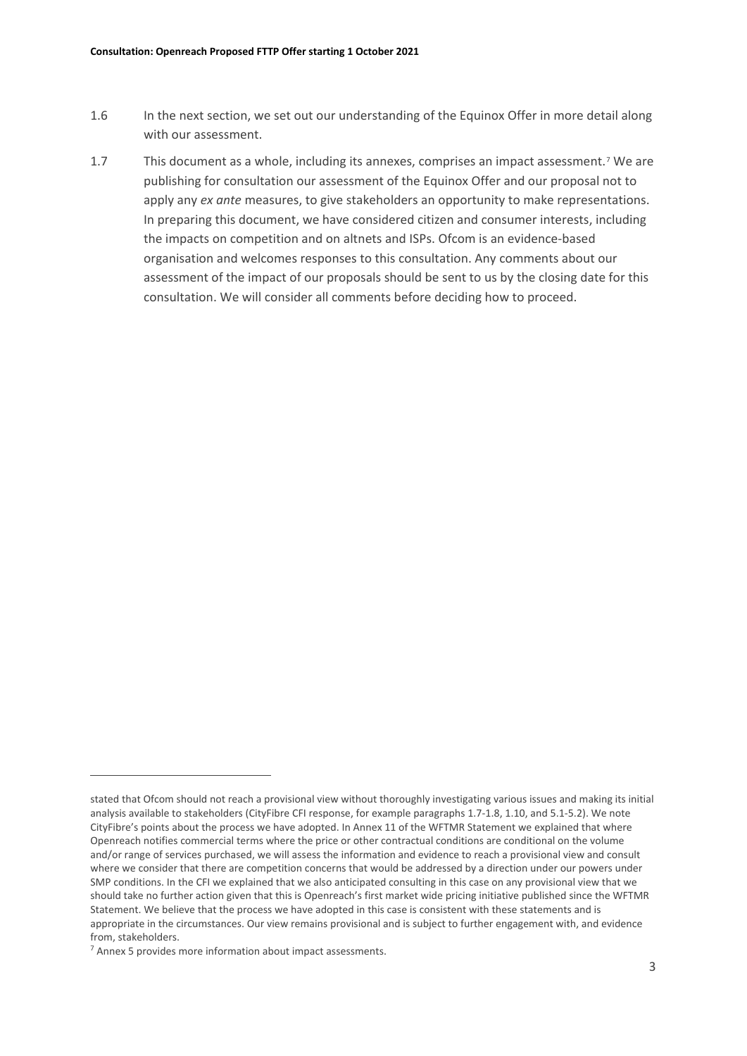1.6 In the next section, we set out our understanding of the Equinox Offer in more detail along with our assessment.

1.7 This document as a whole, including its annexes, comprises an impact assessment.[7] We are publishing for consultation our assessment of the Equinox Offer and our proposal not to apply any *ex ante* measures, to give stakeholders an opportunity to make representations. In preparing this document, we have considered citizen and consumer interests, including the impacts on competition and on altnets and ISPs. Ofcom is an evidence-based organisation and welcomes responses to this consultation. Any comments about our assessment of the impact of our proposals should be sent to us by the closing date for this consultation. We will consider all comments before deciding how to proceed.

---

stated that Ofcom should not reach a provisional view without thoroughly investigating various issues and making its initial analysis available to stakeholders (CityFibre CFI response, for example paragraphs 1.7-1.8, 1.10, and 5.1-5.2). We note CityFibre's points about the process we have adopted. In Annex 11 of the WFTMR Statement we explained that where Openreach notifies commercial terms where the price or other contractual conditions are conditional on the volume and/or range of services purchased, we will assess the information and evidence to reach a provisional view and consult where we consider that there are competition concerns that would be addressed by a direction under our powers under SMP conditions. In the CFI we explained that we also anticipated consulting in this case on any provisional view that we should take no further action given that this is Openreach's first market wide pricing initiative published since the WFTMR Statement. We believe that the process we have adopted in this case is consistent with these statements and is appropriate in the circumstances. Our view remains provisional and is subject to further engagement with, and evidence from, stakeholders.

[7] Annex 5 provides more information about impact assessments.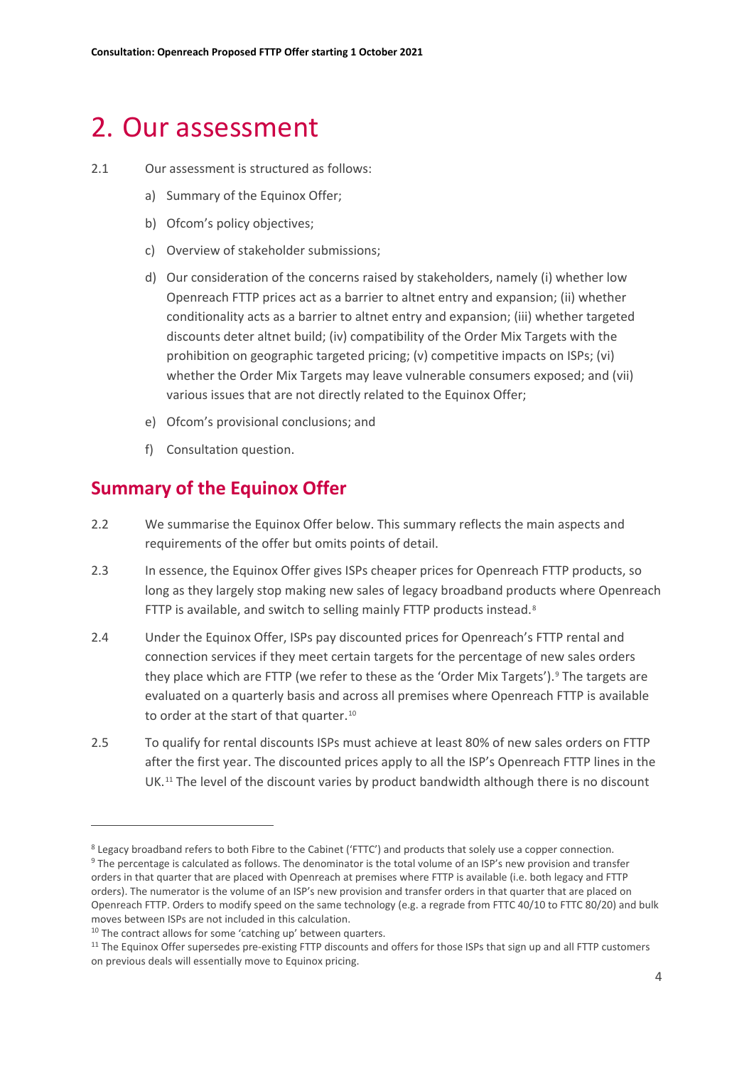# 2. Our assessment

2.1 Our assessment is structured as follows:

a) Summary of the Equinox Offer;

b) Ofcom's policy objectives;

c) Overview of stakeholder submissions;

d) Our consideration of the concerns raised by stakeholders, namely (i) whether low Openreach FTTP prices act as a barrier to altnet entry and expansion; (ii) whether conditionality acts as a barrier to altnet entry and expansion; (iii) whether targeted discounts deter altnet build; (iv) compatibility of the Order Mix Targets with the prohibition on geographic targeted pricing; (v) competitive impacts on ISPs; (vi) whether the Order Mix Targets may leave vulnerable consumers exposed; and (vii) various issues that are not directly related to the Equinox Offer;

e) Ofcom's provisional conclusions; and

f) Consultation question.

## Summary of the Equinox Offer

2.2 We summarise the Equinox Offer below. This summary reflects the main aspects and requirements of the offer but omits points of detail.

2.3 In essence, the Equinox Offer gives ISPs cheaper prices for Openreach FTTP products, so long as they largely stop making new sales of legacy broadband products where Openreach FTTP is available, and switch to selling mainly FTTP products instead.[8]

2.4 Under the Equinox Offer, ISPs pay discounted prices for Openreach's FTTP rental and connection services if they meet certain targets for the percentage of new sales orders they place which are FTTP (we refer to these as the 'Order Mix Targets').[9] The targets are evaluated on a quarterly basis and across all premises where Openreach FTTP is available to order at the start of that quarter.[10]

2.5 To qualify for rental discounts ISPs must achieve at least 80% of new sales orders on FTTP after the first year. The discounted prices apply to all the ISP's Openreach FTTP lines in the UK.[11] The level of the discount varies by product bandwidth although there is no discount

---

[8] Legacy broadband refers to both Fibre to the Cabinet ('FTTC') and products that solely use a copper connection.

[9] The percentage is calculated as follows. The denominator is the total volume of an ISP's new provision and transfer orders in that quarter that are placed with Openreach at premises where FTTP is available (i.e. both legacy and FTTP orders). The numerator is the volume of an ISP's new provision and transfer orders in that quarter that are placed on Openreach FTTP. Orders to modify speed on the same technology (e.g. a regrade from FTTC 40/10 to FTTC 80/20) and bulk moves between ISPs are not included in this calculation.

[10] The contract allows for some 'catching up' between quarters.

[11] The Equinox Offer supersedes pre-existing FTTP discounts and offers for those ISPs that sign up and all FTTP customers on previous deals will essentially move to Equinox pricing.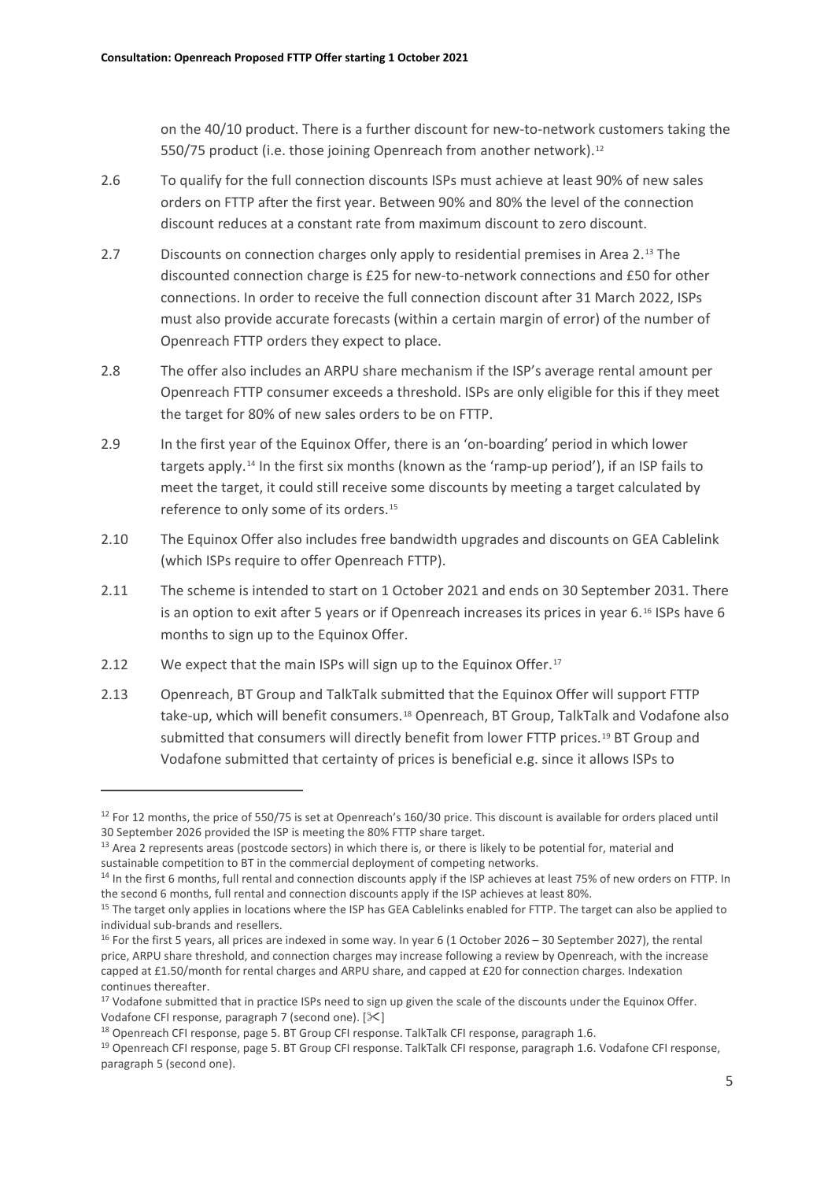on the 40/10 product. There is a further discount for new-to-network customers taking the 550/75 product (i.e. those joining Openreach from another network).[12]

2.6 To qualify for the full connection discounts ISPs must achieve at least 90% of new sales orders on FTTP after the first year. Between 90% and 80% the level of the connection discount reduces at a constant rate from maximum discount to zero discount.

2.7 Discounts on connection charges only apply to residential premises in Area 2.[13] The discounted connection charge is £25 for new-to-network connections and £50 for other connections. In order to receive the full connection discount after 31 March 2022, ISPs must also provide accurate forecasts (within a certain margin of error) of the number of Openreach FTTP orders they expect to place.

2.8 The offer also includes an ARPU share mechanism if the ISP's average rental amount per Openreach FTTP consumer exceeds a threshold. ISPs are only eligible for this if they meet the target for 80% of new sales orders to be on FTTP.

2.9 In the first year of the Equinox Offer, there is an 'on-boarding' period in which lower targets apply.[14] In the first six months (known as the 'ramp-up period'), if an ISP fails to meet the target, it could still receive some discounts by meeting a target calculated by reference to only some of its orders.[15]

2.10 The Equinox Offer also includes free bandwidth upgrades and discounts on GEA Cablelink (which ISPs require to offer Openreach FTTP).

2.11 The scheme is intended to start on 1 October 2021 and ends on 30 September 2031. There is an option to exit after 5 years or if Openreach increases its prices in year 6.[16] ISPs have 6 months to sign up to the Equinox Offer.

2.12 We expect that the main ISPs will sign up to the Equinox Offer.[17]

2.13 Openreach, BT Group and TalkTalk submitted that the Equinox Offer will support FTTP take-up, which will benefit consumers.[18] Openreach, BT Group, TalkTalk and Vodafone also submitted that consumers will directly benefit from lower FTTP prices.[19] BT Group and Vodafone submitted that certainty of prices is beneficial e.g. since it allows ISPs to

---

[12] For 12 months, the price of 550/75 is set at Openreach's 160/30 price. This discount is available for orders placed until 30 September 2026 provided the ISP is meeting the 80% FTTP share target.

[13] Area 2 represents areas (postcode sectors) in which there is, or there is likely to be potential for, material and sustainable competition to BT in the commercial deployment of competing networks.

[14] In the first 6 months, full rental and connection discounts apply if the ISP achieves at least 75% of new orders on FTTP. In the second 6 months, full rental and connection discounts apply if the ISP achieves at least 80%.

[15] The target only applies in locations where the ISP has GEA Cablelinks enabled for FTTP. The target can also be applied to individual sub-brands and resellers.

[16] For the first 5 years, all prices are indexed in some way. In year 6 (1 October 2026 – 30 September 2027), the rental price, ARPU share threshold, and connection charges may increase following a review by Openreach, with the increase capped at £1.50/month for rental charges and ARPU share, and capped at £20 for connection charges. Indexation continues thereafter.

[17] Vodafone submitted that in practice ISPs need to sign up given the scale of the discounts under the Equinox Offer. Vodafone CFI response, paragraph 7 (second one). [✂]

[18] Openreach CFI response, page 5. BT Group CFI response. TalkTalk CFI response, paragraph 1.6.

[19] Openreach CFI response, page 5. BT Group CFI response. TalkTalk CFI response, paragraph 1.6. Vodafone CFI response, paragraph 5 (second one).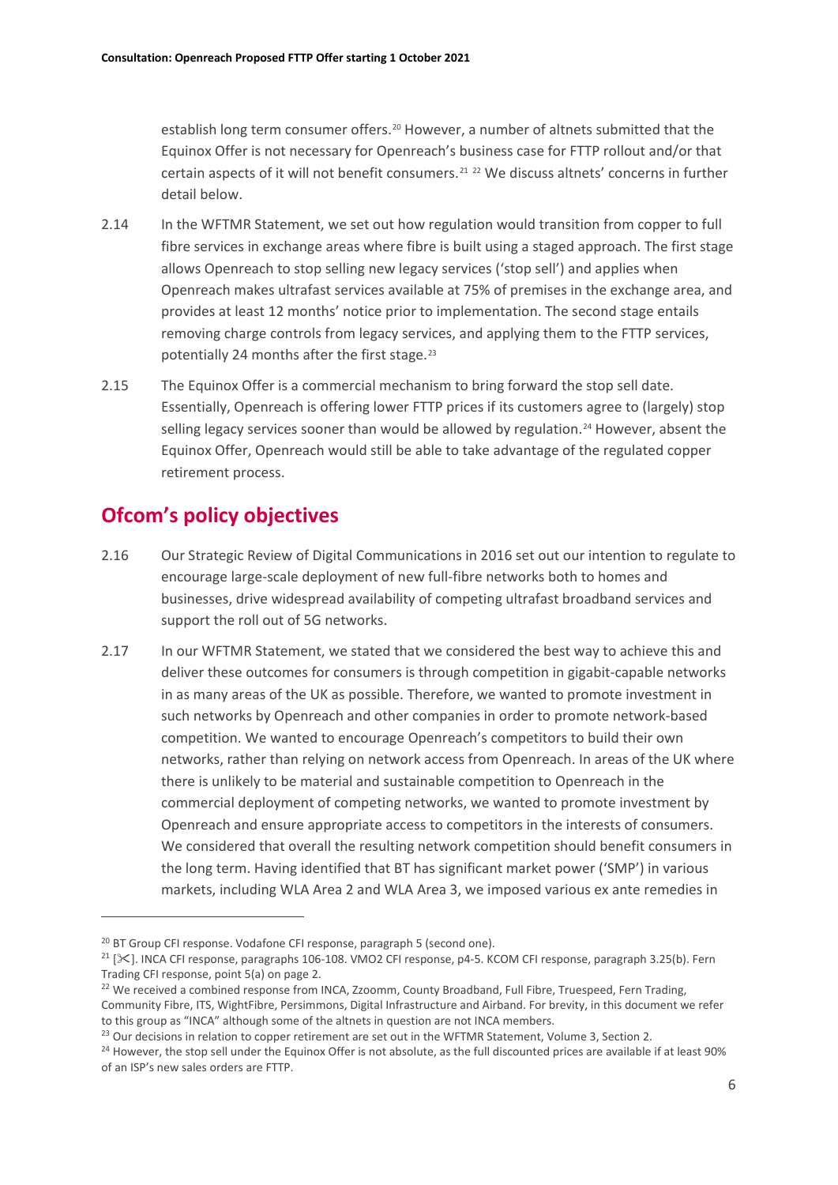establish long term consumer offers.[20] However, a number of altnets submitted that the Equinox Offer is not necessary for Openreach's business case for FTTP rollout and/or that certain aspects of it will not benefit consumers.[21] [22] We discuss altnets' concerns in further detail below.

2.14 In the WFTMR Statement, we set out how regulation would transition from copper to full fibre services in exchange areas where fibre is built using a staged approach. The first stage allows Openreach to stop selling new legacy services ('stop sell') and applies when Openreach makes ultrafast services available at 75% of premises in the exchange area, and provides at least 12 months' notice prior to implementation. The second stage entails removing charge controls from legacy services, and applying them to the FTTP services, potentially 24 months after the first stage.[23]

2.15 The Equinox Offer is a commercial mechanism to bring forward the stop sell date. Essentially, Openreach is offering lower FTTP prices if its customers agree to (largely) stop selling legacy services sooner than would be allowed by regulation.[24] However, absent the Equinox Offer, Openreach would still be able to take advantage of the regulated copper retirement process.

## Ofcom's policy objectives

2.16 Our Strategic Review of Digital Communications in 2016 set out our intention to regulate to encourage large-scale deployment of new full-fibre networks both to homes and businesses, drive widespread availability of competing ultrafast broadband services and support the roll out of 5G networks.

2.17 In our WFTMR Statement, we stated that we considered the best way to achieve this and deliver these outcomes for consumers is through competition in gigabit-capable networks in as many areas of the UK as possible. Therefore, we wanted to promote investment in such networks by Openreach and other companies in order to promote network-based competition. We wanted to encourage Openreach's competitors to build their own networks, rather than relying on network access from Openreach. In areas of the UK where there is unlikely to be material and sustainable competition to Openreach in the commercial deployment of competing networks, we wanted to promote investment by Openreach and ensure appropriate access to competitors in the interests of consumers. We considered that overall the resulting network competition should benefit consumers in the long term. Having identified that BT has significant market power ('SMP') in various markets, including WLA Area 2 and WLA Area 3, we imposed various ex ante remedies in

---

[20] BT Group CFI response. Vodafone CFI response, paragraph 5 (second one).

[21] [✂]. INCA CFI response, paragraphs 106-108. VMO2 CFI response, p4-5. KCOM CFI response, paragraph 3.25(b). Fern Trading CFI response, point 5(a) on page 2.

[22] We received a combined response from INCA, Zzoomm, County Broadband, Full Fibre, Truespeed, Fern Trading, Community Fibre, ITS, WightFibre, Persimmons, Digital Infrastructure and Airband. For brevity, in this document we refer to this group as "INCA" although some of the altnets in question are not INCA members.

[23] Our decisions in relation to copper retirement are set out in the WFTMR Statement, Volume 3, Section 2.

[24] However, the stop sell under the Equinox Offer is not absolute, as the full discounted prices are available if at least 90% of an ISP's new sales orders are FTTP.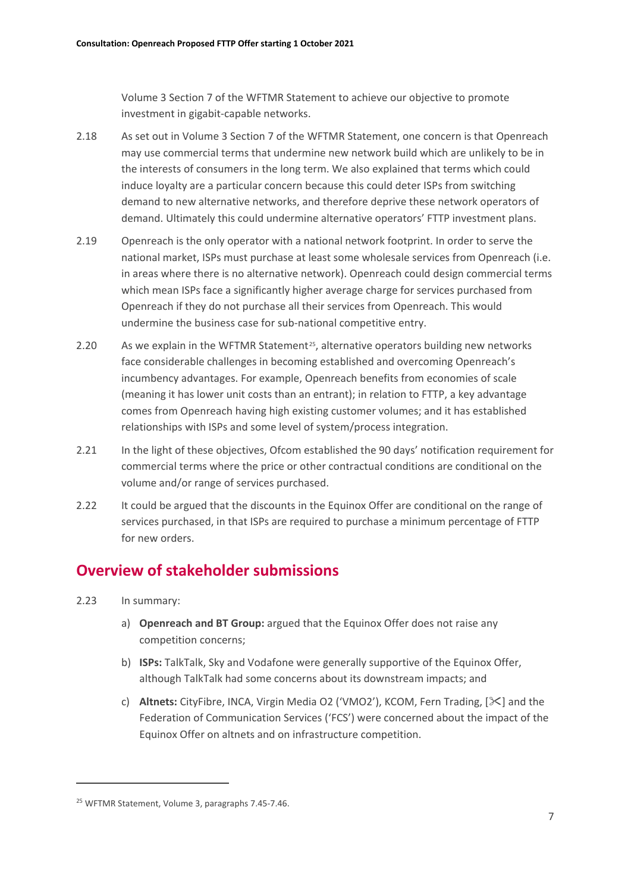Volume 3 Section 7 of the WFTMR Statement to achieve our objective to promote investment in gigabit-capable networks.

2.18 As set out in Volume 3 Section 7 of the WFTMR Statement, one concern is that Openreach may use commercial terms that undermine new network build which are unlikely to be in the interests of consumers in the long term. We also explained that terms which could induce loyalty are a particular concern because this could deter ISPs from switching demand to new alternative networks, and therefore deprive these network operators of demand. Ultimately this could undermine alternative operators' FTTP investment plans.

2.19 Openreach is the only operator with a national network footprint. In order to serve the national market, ISPs must purchase at least some wholesale services from Openreach (i.e. in areas where there is no alternative network). Openreach could design commercial terms which mean ISPs face a significantly higher average charge for services purchased from Openreach if they do not purchase all their services from Openreach. This would undermine the business case for sub-national competitive entry.

2.20 As we explain in the WFTMR Statement[25], alternative operators building new networks face considerable challenges in becoming established and overcoming Openreach's incumbency advantages. For example, Openreach benefits from economies of scale (meaning it has lower unit costs than an entrant); in relation to FTTP, a key advantage comes from Openreach having high existing customer volumes; and it has established relationships with ISPs and some level of system/process integration.

2.21 In the light of these objectives, Ofcom established the 90 days' notification requirement for commercial terms where the price or other contractual conditions are conditional on the volume and/or range of services purchased.

2.22 It could be argued that the discounts in the Equinox Offer are conditional on the range of services purchased, in that ISPs are required to purchase a minimum percentage of FTTP for new orders.

## Overview of stakeholder submissions

2.23 In summary:

a) **Openreach and BT Group:** argued that the Equinox Offer does not raise any competition concerns;

b) **ISPs:** TalkTalk, Sky and Vodafone were generally supportive of the Equinox Offer, although TalkTalk had some concerns about its downstream impacts; and

c) **Altnets:** CityFibre, INCA, Virgin Media O2 ('VMO2'), KCOM, Fern Trading, [✂] and the Federation of Communication Services ('FCS') were concerned about the impact of the Equinox Offer on altnets and on infrastructure competition.

---

[25] WFTMR Statement, Volume 3, paragraphs 7.45-7.46.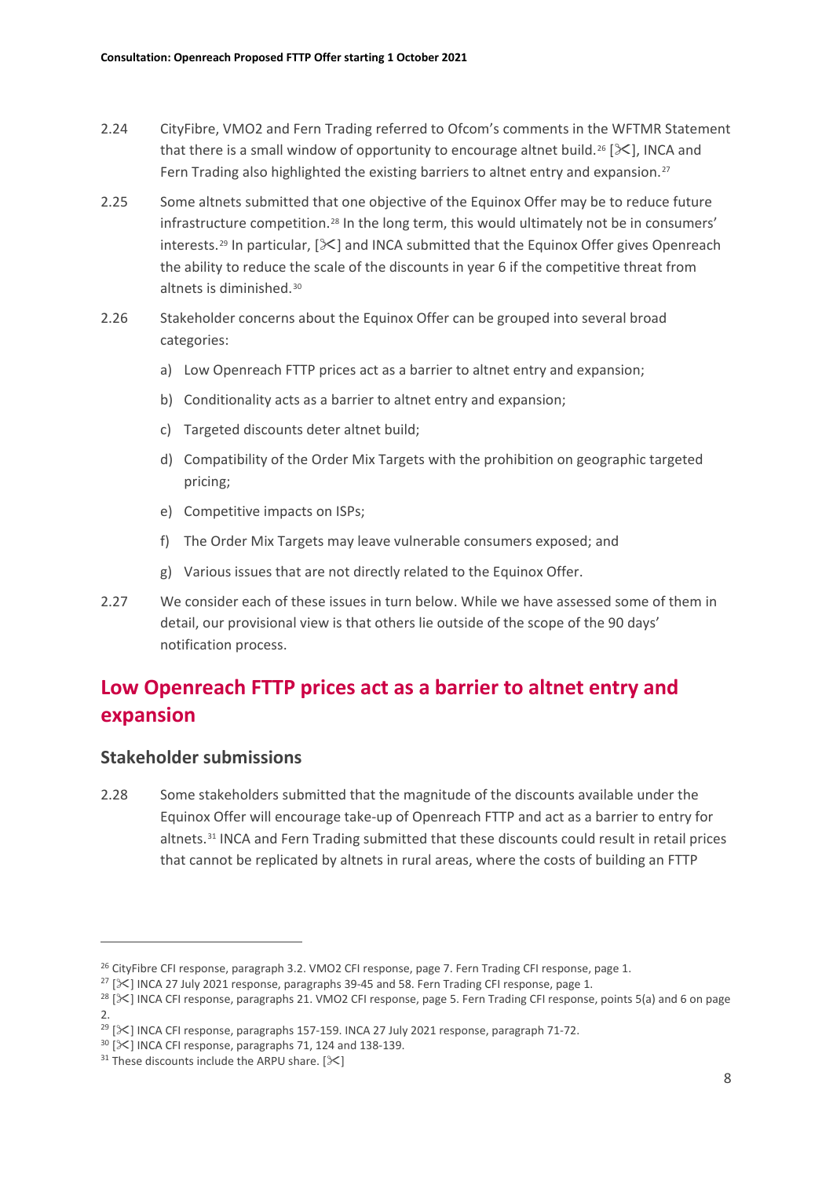2.24 CityFibre, VMO2 and Fern Trading referred to Ofcom's comments in the WFTMR Statement that there is a small window of opportunity to encourage altnet build.[26] [✂], INCA and Fern Trading also highlighted the existing barriers to altnet entry and expansion.[27]

2.25 Some altnets submitted that one objective of the Equinox Offer may be to reduce future infrastructure competition.[28] In the long term, this would ultimately not be in consumers' interests.[29] In particular, [✂] and INCA submitted that the Equinox Offer gives Openreach the ability to reduce the scale of the discounts in year 6 if the competitive threat from altnets is diminished.[30]

2.26 Stakeholder concerns about the Equinox Offer can be grouped into several broad categories:

a) Low Openreach FTTP prices act as a barrier to altnet entry and expansion;

b) Conditionality acts as a barrier to altnet entry and expansion;

c) Targeted discounts deter altnet build;

d) Compatibility of the Order Mix Targets with the prohibition on geographic targeted pricing;

e) Competitive impacts on ISPs;

f) The Order Mix Targets may leave vulnerable consumers exposed; and

g) Various issues that are not directly related to the Equinox Offer.

2.27 We consider each of these issues in turn below. While we have assessed some of them in detail, our provisional view is that others lie outside of the scope of the 90 days' notification process.

## Low Openreach FTTP prices act as a barrier to altnet entry and expansion

### Stakeholder submissions

2.28 Some stakeholders submitted that the magnitude of the discounts available under the Equinox Offer will encourage take-up of Openreach FTTP and act as a barrier to entry for altnets.[31] INCA and Fern Trading submitted that these discounts could result in retail prices that cannot be replicated by altnets in rural areas, where the costs of building an FTTP

---

[26] CityFibre CFI response, paragraph 3.2. VMO2 CFI response, page 7. Fern Trading CFI response, page 1.

[27] [✂] INCA 27 July 2021 response, paragraphs 39-45 and 58. Fern Trading CFI response, page 1.

[28] [✂] INCA CFI response, paragraphs 21. VMO2 CFI response, page 5. Fern Trading CFI response, points 5(a) and 6 on page 2.

[29] [✂] INCA CFI response, paragraphs 157-159. INCA 27 July 2021 response, paragraph 71-72.

[30] [✂] INCA CFI response, paragraphs 71, 124 and 138-139.

[31] These discounts include the ARPU share. [✂]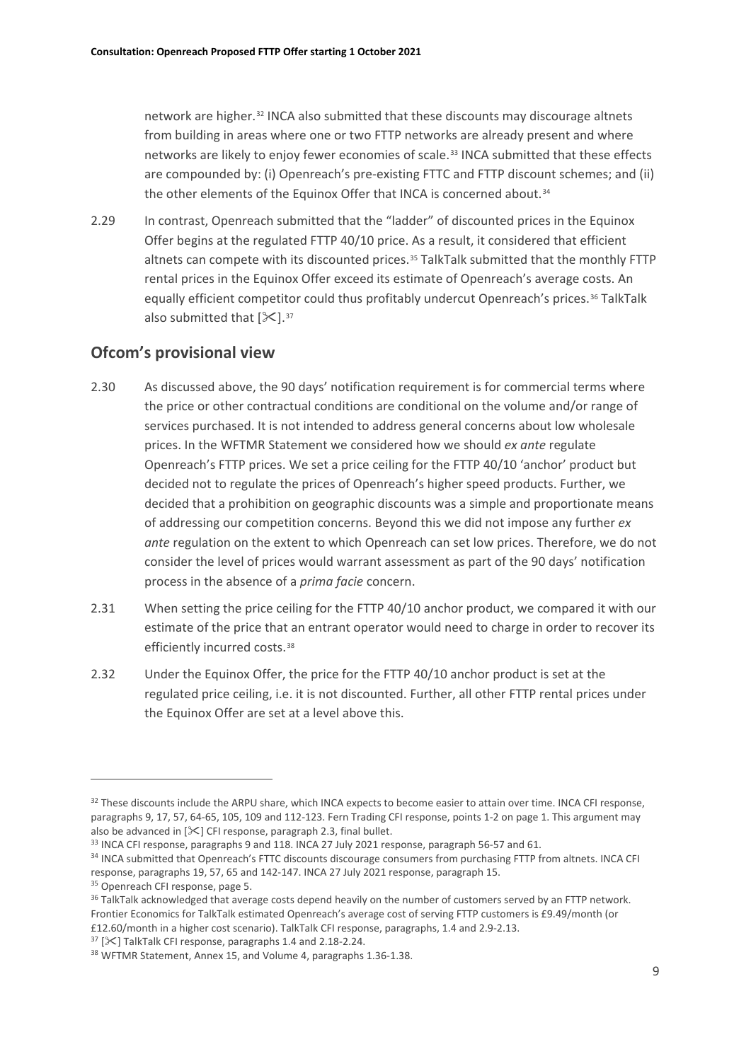network are higher.[32] INCA also submitted that these discounts may discourage altnets from building in areas where one or two FTTP networks are already present and where networks are likely to enjoy fewer economies of scale.[33] INCA submitted that these effects are compounded by: (i) Openreach's pre-existing FTTC and FTTP discount schemes; and (ii) the other elements of the Equinox Offer that INCA is concerned about.[34]

2.29 In contrast, Openreach submitted that the "ladder" of discounted prices in the Equinox Offer begins at the regulated FTTP 40/10 price. As a result, it considered that efficient altnets can compete with its discounted prices.[35] TalkTalk submitted that the monthly FTTP rental prices in the Equinox Offer exceed its estimate of Openreach's average costs. An equally efficient competitor could thus profitably undercut Openreach's prices.[36] TalkTalk also submitted that [✂].[37]

## Ofcom's provisional view

2.30 As discussed above, the 90 days' notification requirement is for commercial terms where the price or other contractual conditions are conditional on the volume and/or range of services purchased. It is not intended to address general concerns about low wholesale prices. In the WFTMR Statement we considered how we should *ex ante* regulate Openreach's FTTP prices. We set a price ceiling for the FTTP 40/10 'anchor' product but decided not to regulate the prices of Openreach's higher speed products. Further, we decided that a prohibition on geographic discounts was a simple and proportionate means of addressing our competition concerns. Beyond this we did not impose any further *ex ante* regulation on the extent to which Openreach can set low prices. Therefore, we do not consider the level of prices would warrant assessment as part of the 90 days' notification process in the absence of a *prima facie* concern.

2.31 When setting the price ceiling for the FTTP 40/10 anchor product, we compared it with our estimate of the price that an entrant operator would need to charge in order to recover its efficiently incurred costs.[38]

2.32 Under the Equinox Offer, the price for the FTTP 40/10 anchor product is set at the regulated price ceiling, i.e. it is not discounted. Further, all other FTTP rental prices under the Equinox Offer are set at a level above this.

---

[32] These discounts include the ARPU share, which INCA expects to become easier to attain over time. INCA CFI response, paragraphs 9, 17, 57, 64-65, 105, 109 and 112-123. Fern Trading CFI response, points 1-2 on page 1. This argument may also be advanced in [✂] CFI response, paragraph 2.3, final bullet.

[33] INCA CFI response, paragraphs 9 and 118. INCA 27 July 2021 response, paragraph 56-57 and 61.

[34] INCA submitted that Openreach's FTTC discounts discourage consumers from purchasing FTTP from altnets. INCA CFI response, paragraphs 19, 57, 65 and 142-147. INCA 27 July 2021 response, paragraph 15.

[35] Openreach CFI response, page 5.

[36] TalkTalk acknowledged that average costs depend heavily on the number of customers served by an FTTP network. Frontier Economics for TalkTalk estimated Openreach's average cost of serving FTTP customers is £9.49/month (or £12.60/month in a higher cost scenario). TalkTalk CFI response, paragraphs, 1.4 and 2.9-2.13.

[37] [✂] TalkTalk CFI response, paragraphs 1.4 and 2.18-2.24.

[38] WFTMR Statement, Annex 15, and Volume 4, paragraphs 1.36-1.38.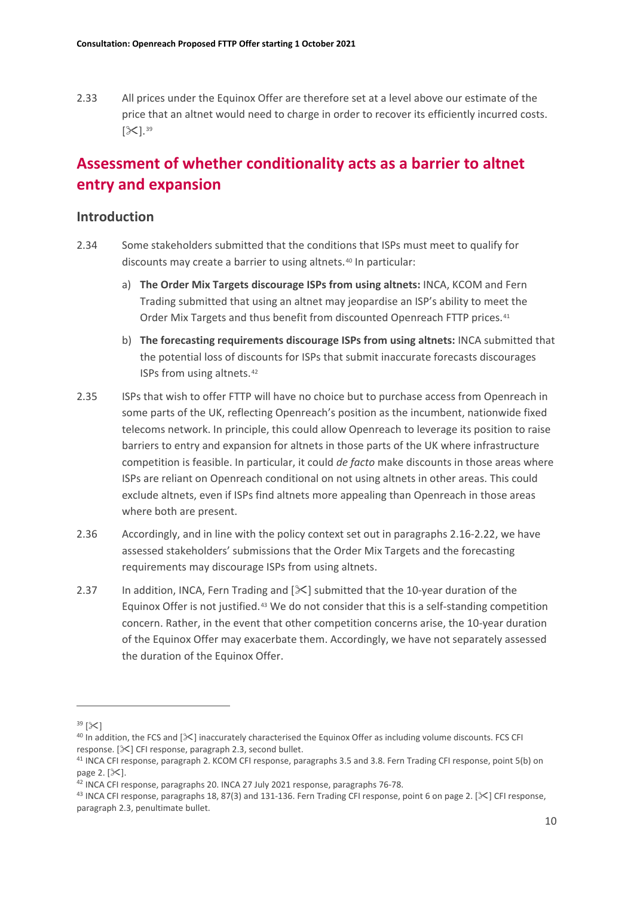2.33 All prices under the Equinox Offer are therefore set at a level above our estimate of the price that an altnet would need to charge in order to recover its efficiently incurred costs. [✂].[39]

## Assessment of whether conditionality acts as a barrier to altnet entry and expansion

### Introduction

2.34 Some stakeholders submitted that the conditions that ISPs must meet to qualify for discounts may create a barrier to using altnets.[40] In particular:

a) **The Order Mix Targets discourage ISPs from using altnets:** INCA, KCOM and Fern Trading submitted that using an altnet may jeopardise an ISP's ability to meet the Order Mix Targets and thus benefit from discounted Openreach FTTP prices.[41]

b) **The forecasting requirements discourage ISPs from using altnets:** INCA submitted that the potential loss of discounts for ISPs that submit inaccurate forecasts discourages ISPs from using altnets.[42]

2.35 ISPs that wish to offer FTTP will have no choice but to purchase access from Openreach in some parts of the UK, reflecting Openreach's position as the incumbent, nationwide fixed telecoms network. In principle, this could allow Openreach to leverage its position to raise barriers to entry and expansion for altnets in those parts of the UK where infrastructure competition is feasible. In particular, it could *de facto* make discounts in those areas where ISPs are reliant on Openreach conditional on not using altnets in other areas. This could exclude altnets, even if ISPs find altnets more appealing than Openreach in those areas where both are present.

2.36 Accordingly, and in line with the policy context set out in paragraphs 2.16-2.22, we have assessed stakeholders' submissions that the Order Mix Targets and the forecasting requirements may discourage ISPs from using altnets.

2.37 In addition, INCA, Fern Trading and [✂] submitted that the 10-year duration of the Equinox Offer is not justified.[43] We do not consider that this is a self-standing competition concern. Rather, in the event that other competition concerns arise, the 10-year duration of the Equinox Offer may exacerbate them. Accordingly, we have not separately assessed the duration of the Equinox Offer.

---

[39] [✂]

[40] In addition, the FCS and [✂] inaccurately characterised the Equinox Offer as including volume discounts. FCS CFI response. [✂] CFI response, paragraph 2.3, second bullet.

[41] INCA CFI response, paragraph 2. KCOM CFI response, paragraphs 3.5 and 3.8. Fern Trading CFI response, point 5(b) on page 2. [✂].

[42] INCA CFI response, paragraphs 20. INCA 27 July 2021 response, paragraphs 76-78.

[43] INCA CFI response, paragraphs 18, 87(3) and 131-136. Fern Trading CFI response, point 6 on page 2. [✂] CFI response, paragraph 2.3, penultimate bullet.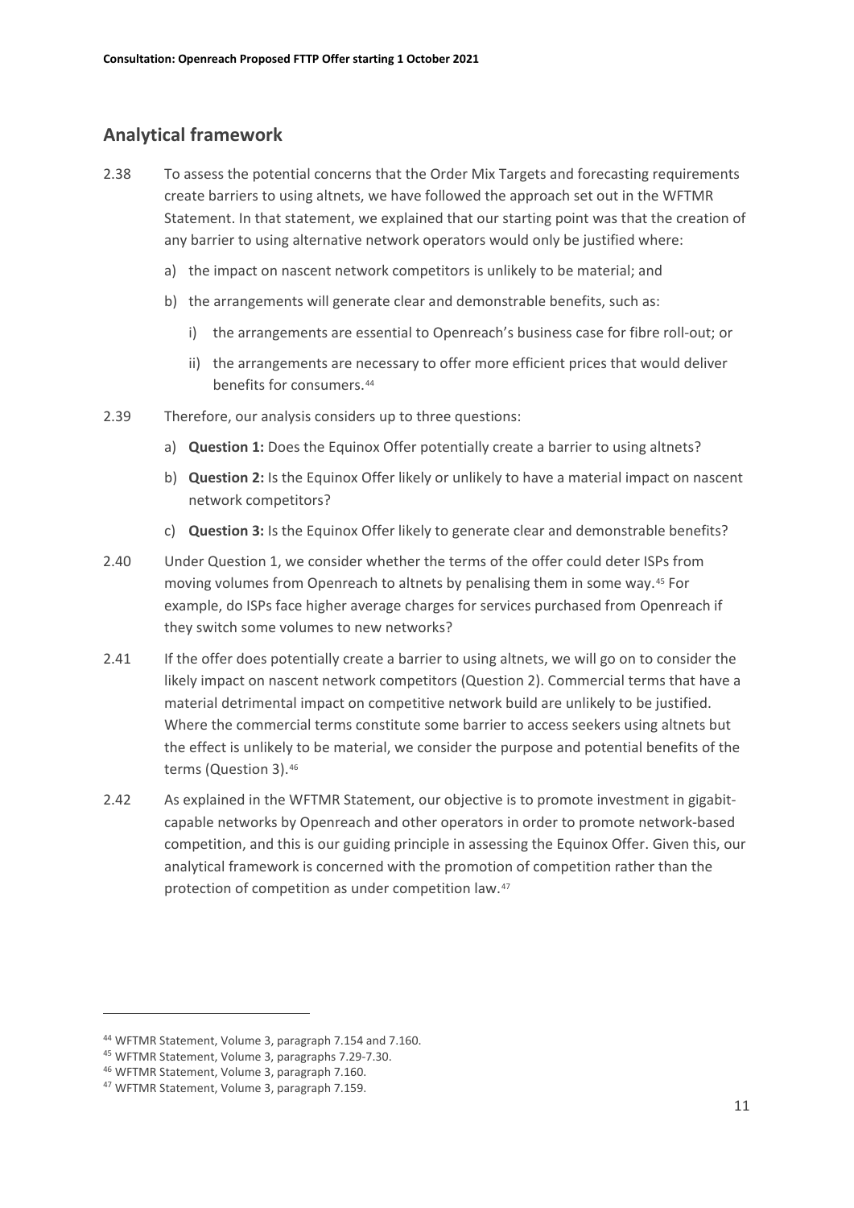## Analytical framework

2.38 To assess the potential concerns that the Order Mix Targets and forecasting requirements create barriers to using altnets, we have followed the approach set out in the WFTMR Statement. In that statement, we explained that our starting point was that the creation of any barrier to using alternative network operators would only be justified where:

a) the impact on nascent network competitors is unlikely to be material; and

b) the arrangements will generate clear and demonstrable benefits, such as:

i) the arrangements are essential to Openreach's business case for fibre roll-out; or

ii) the arrangements are necessary to offer more efficient prices that would deliver benefits for consumers.[44]

2.39 Therefore, our analysis considers up to three questions:

a) **Question 1:** Does the Equinox Offer potentially create a barrier to using altnets?

b) **Question 2:** Is the Equinox Offer likely or unlikely to have a material impact on nascent network competitors?

c) **Question 3:** Is the Equinox Offer likely to generate clear and demonstrable benefits?

2.40 Under Question 1, we consider whether the terms of the offer could deter ISPs from moving volumes from Openreach to altnets by penalising them in some way.[45] For example, do ISPs face higher average charges for services purchased from Openreach if they switch some volumes to new networks?

2.41 If the offer does potentially create a barrier to using altnets, we will go on to consider the likely impact on nascent network competitors (Question 2). Commercial terms that have a material detrimental impact on competitive network build are unlikely to be justified. Where the commercial terms constitute some barrier to access seekers using altnets but the effect is unlikely to be material, we consider the purpose and potential benefits of the terms (Question 3).[46]

2.42 As explained in the WFTMR Statement, our objective is to promote investment in gigabit-capable networks by Openreach and other operators in order to promote network-based competition, and this is our guiding principle in assessing the Equinox Offer. Given this, our analytical framework is concerned with the promotion of competition rather than the protection of competition as under competition law.[47]

---

[44] WFTMR Statement, Volume 3, paragraph 7.154 and 7.160.

[45] WFTMR Statement, Volume 3, paragraphs 7.29-7.30.

[46] WFTMR Statement, Volume 3, paragraph 7.160.

[47] WFTMR Statement, Volume 3, paragraph 7.159.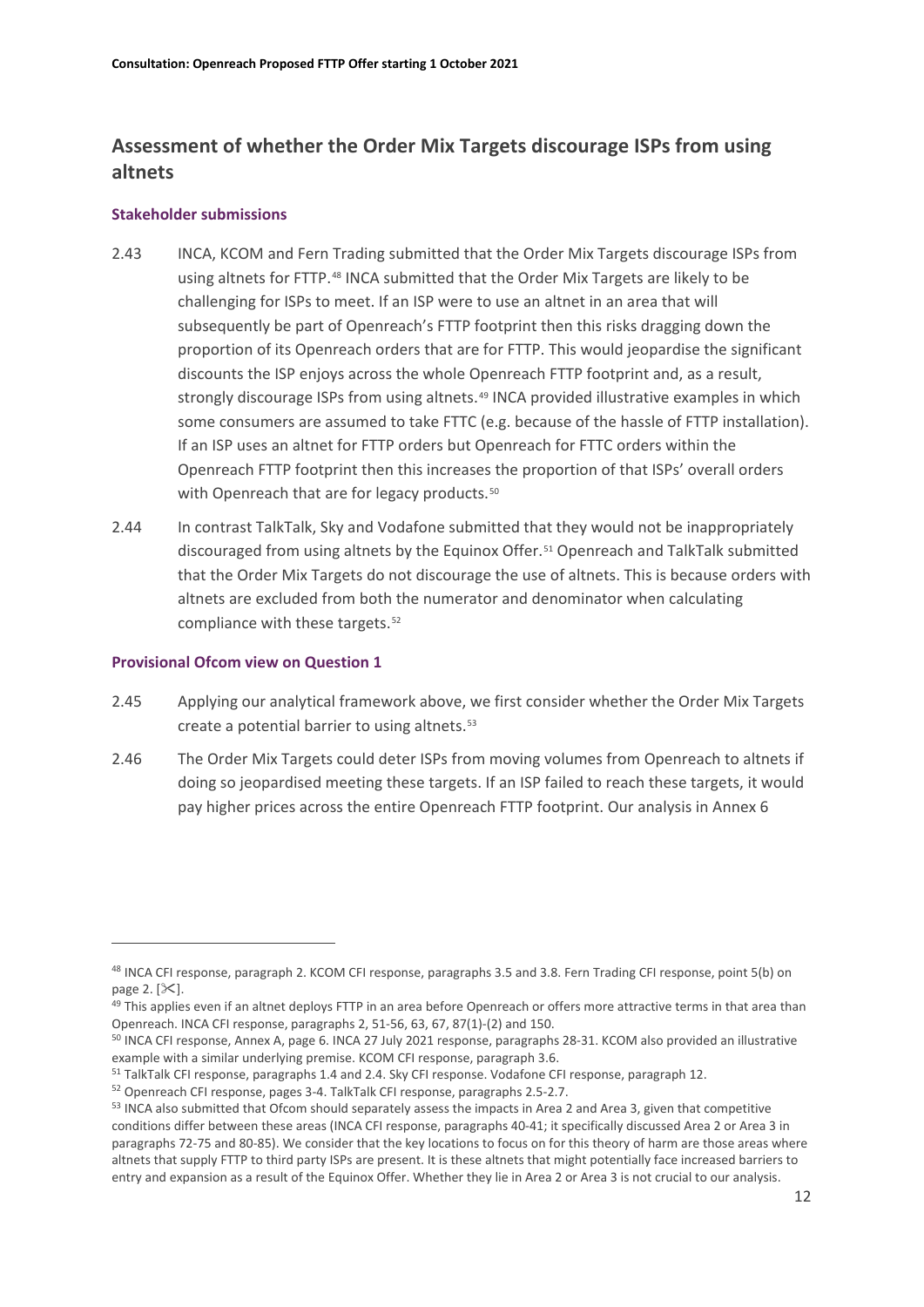## Assessment of whether the Order Mix Targets discourage ISPs from using altnets

### Stakeholder submissions

2.43 INCA, KCOM and Fern Trading submitted that the Order Mix Targets discourage ISPs from using altnets for FTTP.[48] INCA submitted that the Order Mix Targets are likely to be challenging for ISPs to meet. If an ISP were to use an altnet in an area that will subsequently be part of Openreach's FTTP footprint then this risks dragging down the proportion of its Openreach orders that are for FTTP. This would jeopardise the significant discounts the ISP enjoys across the whole Openreach FTTP footprint and, as a result, strongly discourage ISPs from using altnets.[49] INCA provided illustrative examples in which some consumers are assumed to take FTTC (e.g. because of the hassle of FTTP installation). If an ISP uses an altnet for FTTP orders but Openreach for FTTC orders within the Openreach FTTP footprint then this increases the proportion of that ISPs' overall orders with Openreach that are for legacy products.[50]

2.44 In contrast TalkTalk, Sky and Vodafone submitted that they would not be inappropriately discouraged from using altnets by the Equinox Offer.[51] Openreach and TalkTalk submitted that the Order Mix Targets do not discourage the use of altnets. This is because orders with altnets are excluded from both the numerator and denominator when calculating compliance with these targets.[52]

### Provisional Ofcom view on Question 1

2.45 Applying our analytical framework above, we first consider whether the Order Mix Targets create a potential barrier to using altnets.[53]

2.46 The Order Mix Targets could deter ISPs from moving volumes from Openreach to altnets if doing so jeopardised meeting these targets. If an ISP failed to reach these targets, it would pay higher prices across the entire Openreach FTTP footprint. Our analysis in Annex 6

---

[48] INCA CFI response, paragraph 2. KCOM CFI response, paragraphs 3.5 and 3.8. Fern Trading CFI response, point 5(b) on page 2. [✂].

[49] This applies even if an altnet deploys FTTP in an area before Openreach or offers more attractive terms in that area than Openreach. INCA CFI response, paragraphs 2, 51-56, 63, 67, 87(1)-(2) and 150.

[50] INCA CFI response, Annex A, page 6. INCA 27 July 2021 response, paragraphs 28-31. KCOM also provided an illustrative example with a similar underlying premise. KCOM CFI response, paragraph 3.6.

[51] TalkTalk CFI response, paragraphs 1.4 and 2.4. Sky CFI response. Vodafone CFI response, paragraph 12.

[52] Openreach CFI response, pages 3-4. TalkTalk CFI response, paragraphs 2.5-2.7.

[53] INCA also submitted that Ofcom should separately assess the impacts in Area 2 and Area 3, given that competitive conditions differ between these areas (INCA CFI response, paragraphs 40-41; it specifically discussed Area 2 or Area 3 in paragraphs 72-75 and 80-85). We consider that the key locations to focus on for this theory of harm are those areas where altnets that supply FTTP to third party ISPs are present. It is these altnets that might potentially face increased barriers to entry and expansion as a result of the Equinox Offer. Whether they lie in Area 2 or Area 3 is not crucial to our analysis.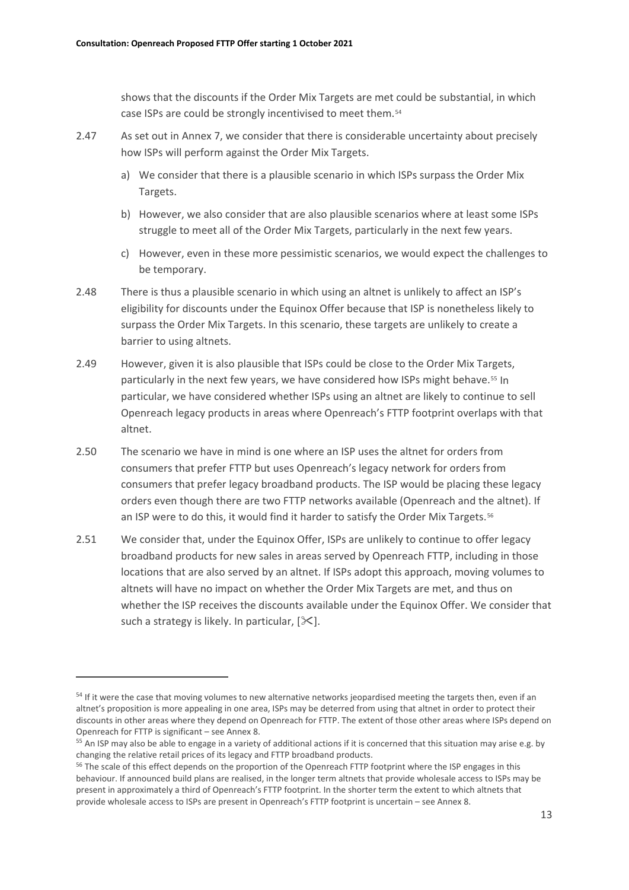shows that the discounts if the Order Mix Targets are met could be substantial, in which case ISPs are could be strongly incentivised to meet them.[54]

2.47 As set out in Annex 7, we consider that there is considerable uncertainty about precisely how ISPs will perform against the Order Mix Targets.

a) We consider that there is a plausible scenario in which ISPs surpass the Order Mix Targets.

b) However, we also consider that are also plausible scenarios where at least some ISPs struggle to meet all of the Order Mix Targets, particularly in the next few years.

c) However, even in these more pessimistic scenarios, we would expect the challenges to be temporary.

2.48 There is thus a plausible scenario in which using an altnet is unlikely to affect an ISP's eligibility for discounts under the Equinox Offer because that ISP is nonetheless likely to surpass the Order Mix Targets. In this scenario, these targets are unlikely to create a barrier to using altnets.

2.49 However, given it is also plausible that ISPs could be close to the Order Mix Targets, particularly in the next few years, we have considered how ISPs might behave.[55] In particular, we have considered whether ISPs using an altnet are likely to continue to sell Openreach legacy products in areas where Openreach's FTTP footprint overlaps with that altnet.

2.50 The scenario we have in mind is one where an ISP uses the altnet for orders from consumers that prefer FTTP but uses Openreach's legacy network for orders from consumers that prefer legacy broadband products. The ISP would be placing these legacy orders even though there are two FTTP networks available (Openreach and the altnet). If an ISP were to do this, it would find it harder to satisfy the Order Mix Targets.[56]

2.51 We consider that, under the Equinox Offer, ISPs are unlikely to continue to offer legacy broadband products for new sales in areas served by Openreach FTTP, including in those locations that are also served by an altnet. If ISPs adopt this approach, moving volumes to altnets will have no impact on whether the Order Mix Targets are met, and thus on whether the ISP receives the discounts available under the Equinox Offer. We consider that such a strategy is likely. In particular, [✂].

---

[54] If it were the case that moving volumes to new alternative networks jeopardised meeting the targets then, even if an altnet's proposition is more appealing in one area, ISPs may be deterred from using that altnet in order to protect their discounts in other areas where they depend on Openreach for FTTP. The extent of those other areas where ISPs depend on Openreach for FTTP is significant – see Annex 8.

[55] An ISP may also be able to engage in a variety of additional actions if it is concerned that this situation may arise e.g. by changing the relative retail prices of its legacy and FTTP broadband products.

[56] The scale of this effect depends on the proportion of the Openreach FTTP footprint where the ISP engages in this behaviour. If announced build plans are realised, in the longer term altnets that provide wholesale access to ISPs may be present in approximately a third of Openreach's FTTP footprint. In the shorter term the extent to which altnets that provide wholesale access to ISPs are present in Openreach's FTTP footprint is uncertain – see Annex 8.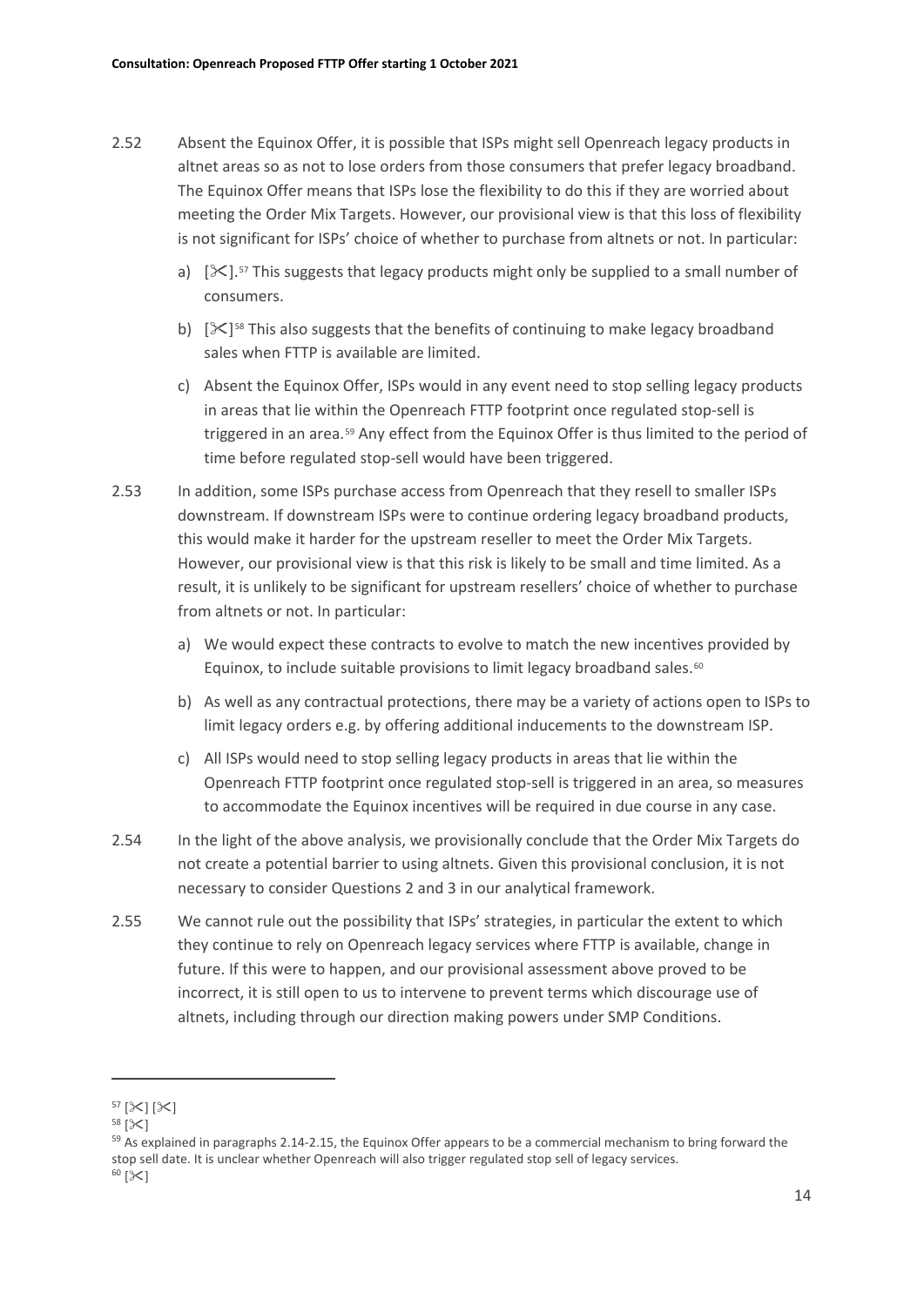2.52 Absent the Equinox Offer, it is possible that ISPs might sell Openreach legacy products in altnet areas so as not to lose orders from those consumers that prefer legacy broadband. The Equinox Offer means that ISPs lose the flexibility to do this if they are worried about meeting the Order Mix Targets. However, our provisional view is that this loss of flexibility is not significant for ISPs' choice of whether to purchase from altnets or not. In particular:

   a) [✂].[57] This suggests that legacy products might only be supplied to a small number of consumers.

   b) [✂][58] This also suggests that the benefits of continuing to make legacy broadband sales when FTTP is available are limited.

   c) Absent the Equinox Offer, ISPs would in any event need to stop selling legacy products in areas that lie within the Openreach FTTP footprint once regulated stop-sell is triggered in an area.[59] Any effect from the Equinox Offer is thus limited to the period of time before regulated stop-sell would have been triggered.

2.53 In addition, some ISPs purchase access from Openreach that they resell to smaller ISPs downstream. If downstream ISPs were to continue ordering legacy broadband products, this would make it harder for the upstream reseller to meet the Order Mix Targets. However, our provisional view is that this risk is likely to be small and time limited. As a result, it is unlikely to be significant for upstream resellers' choice of whether to purchase from altnets or not. In particular:

   a) We would expect these contracts to evolve to match the new incentives provided by Equinox, to include suitable provisions to limit legacy broadband sales.[60]

   b) As well as any contractual protections, there may be a variety of actions open to ISPs to limit legacy orders e.g. by offering additional inducements to the downstream ISP.

   c) All ISPs would need to stop selling legacy products in areas that lie within the Openreach FTTP footprint once regulated stop-sell is triggered in an area, so measures to accommodate the Equinox incentives will be required in due course in any case.

2.54 In the light of the above analysis, we provisionally conclude that the Order Mix Targets do not create a potential barrier to using altnets. Given this provisional conclusion, it is not necessary to consider Questions 2 and 3 in our analytical framework.

2.55 We cannot rule out the possibility that ISPs' strategies, in particular the extent to which they continue to rely on Openreach legacy services where FTTP is available, change in future. If this were to happen, and our provisional assessment above proved to be incorrect, it is still open to us to intervene to prevent terms which discourage use of altnets, including through our direction making powers under SMP Conditions.

---

[57] [✂] [✂]

[58] [✂]

[59] As explained in paragraphs 2.14-2.15, the Equinox Offer appears to be a commercial mechanism to bring forward the stop sell date. It is unclear whether Openreach will also trigger regulated stop sell of legacy services.

[60] [✂]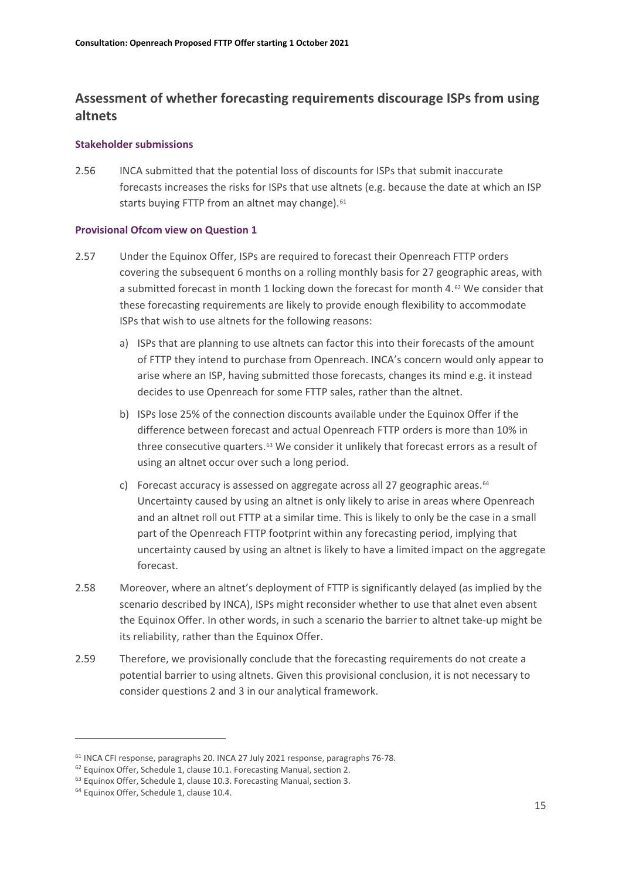## Assessment of whether forecasting requirements discourage ISPs from using altnets

### Stakeholder submissions

2.56 INCA submitted that the potential loss of discounts for ISPs that submit inaccurate forecasts increases the risks for ISPs that use altnets (e.g. because the date at which an ISP starts buying FTTP from an altnet may change).[61]

### Provisional Ofcom view on Question 1

2.57 Under the Equinox Offer, ISPs are required to forecast their Openreach FTTP orders covering the subsequent 6 months on a rolling monthly basis for 27 geographic areas, with a submitted forecast in month 1 locking down the forecast for month 4.[62] We consider that these forecasting requirements are likely to provide enough flexibility to accommodate ISPs that wish to use altnets for the following reasons:

a) ISPs that are planning to use altnets can factor this into their forecasts of the amount of FTTP they intend to purchase from Openreach. INCA's concern would only appear to arise where an ISP, having submitted those forecasts, changes its mind e.g. it instead decides to use Openreach for some FTTP sales, rather than the altnet.

b) ISPs lose 25% of the connection discounts available under the Equinox Offer if the difference between forecast and actual Openreach FTTP orders is more than 10% in three consecutive quarters.[63] We consider it unlikely that forecast errors as a result of using an altnet occur over such a long period.

c) Forecast accuracy is assessed on aggregate across all 27 geographic areas.[64] Uncertainty caused by using an altnet is only likely to arise in areas where Openreach and an altnet roll out FTTP at a similar time. This is likely to only be the case in a small part of the Openreach FTTP footprint within any forecasting period, implying that uncertainty caused by using an altnet is likely to have a limited impact on the aggregate forecast.

2.58 Moreover, where an altnet's deployment of FTTP is significantly delayed (as implied by the scenario described by INCA), ISPs might reconsider whether to use that alnet even absent the Equinox Offer. In other words, in such a scenario the barrier to altnet take-up might be its reliability, rather than the Equinox Offer.

2.59 Therefore, we provisionally conclude that the forecasting requirements do not create a potential barrier to using altnets. Given this provisional conclusion, it is not necessary to consider questions 2 and 3 in our analytical framework.

---

[61] INCA CFI response, paragraphs 20. INCA 27 July 2021 response, paragraphs 76-78.

[62] Equinox Offer, Schedule 1, clause 10.1. Forecasting Manual, section 2.

[63] Equinox Offer, Schedule 1, clause 10.3. Forecasting Manual, section 3.

[64] Equinox Offer, Schedule 1, clause 10.4.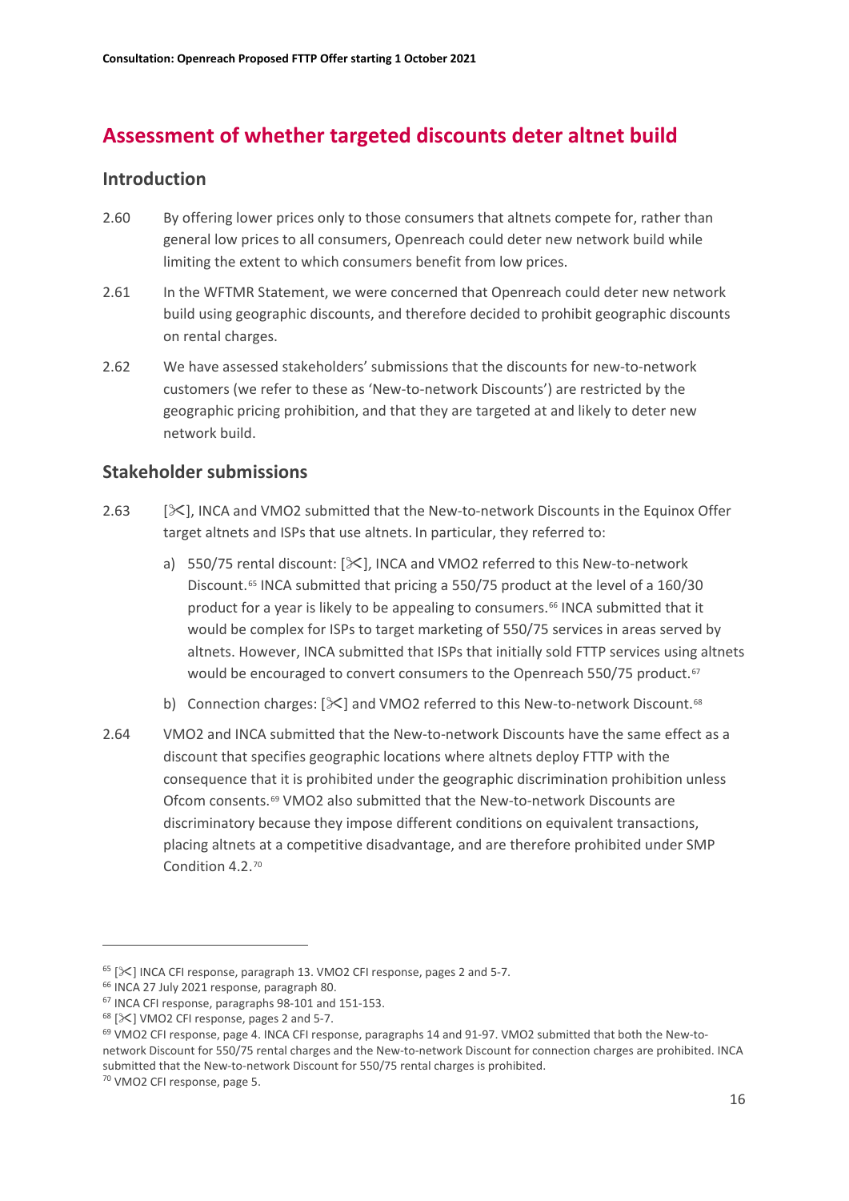## Assessment of whether targeted discounts deter altnet build

### Introduction

2.60 By offering lower prices only to those consumers that altnets compete for, rather than general low prices to all consumers, Openreach could deter new network build while limiting the extent to which consumers benefit from low prices.

2.61 In the WFTMR Statement, we were concerned that Openreach could deter new network build using geographic discounts, and therefore decided to prohibit geographic discounts on rental charges.

2.62 We have assessed stakeholders' submissions that the discounts for new-to-network customers (we refer to these as 'New-to-network Discounts') are restricted by the geographic pricing prohibition, and that they are targeted at and likely to deter new network build.

### Stakeholder submissions

2.63 [✂], INCA and VMO2 submitted that the New-to-network Discounts in the Equinox Offer target altnets and ISPs that use altnets. In particular, they referred to:

a) 550/75 rental discount: [✂], INCA and VMO2 referred to this New-to-network Discount.[65] INCA submitted that pricing a 550/75 product at the level of a 160/30 product for a year is likely to be appealing to consumers.[66] INCA submitted that it would be complex for ISPs to target marketing of 550/75 services in areas served by altnets. However, INCA submitted that ISPs that initially sold FTTP services using altnets would be encouraged to convert consumers to the Openreach 550/75 product.[67]

b) Connection charges: [✂] and VMO2 referred to this New-to-network Discount.[68]

2.64 VMO2 and INCA submitted that the New-to-network Discounts have the same effect as a discount that specifies geographic locations where altnets deploy FTTP with the consequence that it is prohibited under the geographic discrimination prohibition unless Ofcom consents.[69] VMO2 also submitted that the New-to-network Discounts are discriminatory because they impose different conditions on equivalent transactions, placing altnets at a competitive disadvantage, and are therefore prohibited under SMP Condition 4.2.[70]

---

[65] [✂] INCA CFI response, paragraph 13. VMO2 CFI response, pages 2 and 5-7.

[66] INCA 27 July 2021 response, paragraph 80.

[67] INCA CFI response, paragraphs 98-101 and 151-153.

[68] [✂] VMO2 CFI response, pages 2 and 5-7.

[69] VMO2 CFI response, page 4. INCA CFI response, paragraphs 14 and 91-97. VMO2 submitted that both the New-to-network Discount for 550/75 rental charges and the New-to-network Discount for connection charges are prohibited. INCA submitted that the New-to-network Discount for 550/75 rental charges is prohibited.

[70] VMO2 CFI response, page 5.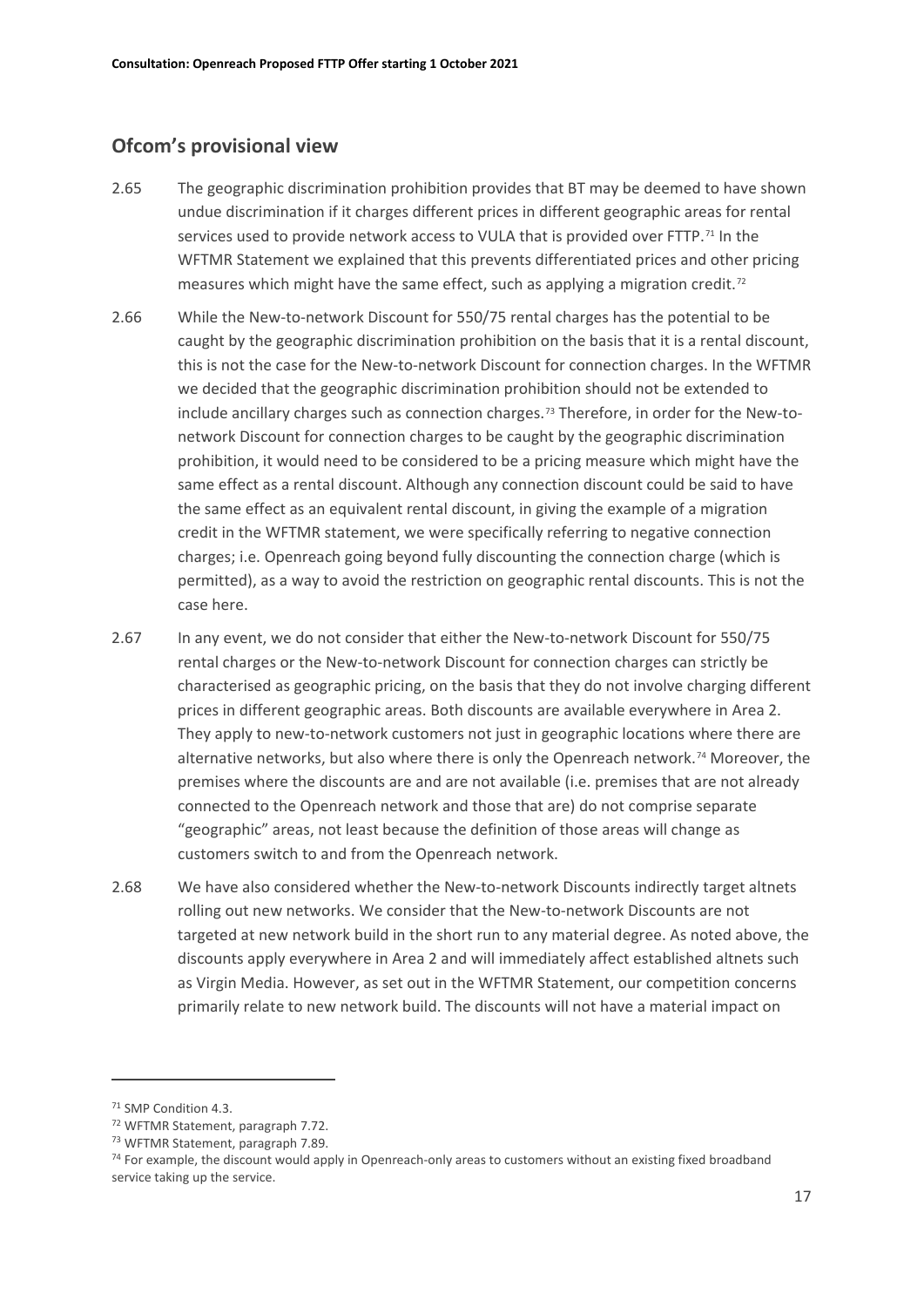## Ofcom's provisional view

2.65 The geographic discrimination prohibition provides that BT may be deemed to have shown undue discrimination if it charges different prices in different geographic areas for rental services used to provide network access to VULA that is provided over FTTP.[71] In the WFTMR Statement we explained that this prevents differentiated prices and other pricing measures which might have the same effect, such as applying a migration credit.[72]

2.66 While the New-to-network Discount for 550/75 rental charges has the potential to be caught by the geographic discrimination prohibition on the basis that it is a rental discount, this is not the case for the New-to-network Discount for connection charges. In the WFTMR we decided that the geographic discrimination prohibition should not be extended to include ancillary charges such as connection charges.[73] Therefore, in order for the New-to-network Discount for connection charges to be caught by the geographic discrimination prohibition, it would need to be considered to be a pricing measure which might have the same effect as a rental discount. Although any connection discount could be said to have the same effect as an equivalent rental discount, in giving the example of a migration credit in the WFTMR statement, we were specifically referring to negative connection charges; i.e. Openreach going beyond fully discounting the connection charge (which is permitted), as a way to avoid the restriction on geographic rental discounts. This is not the case here.

2.67 In any event, we do not consider that either the New-to-network Discount for 550/75 rental charges or the New-to-network Discount for connection charges can strictly be characterised as geographic pricing, on the basis that they do not involve charging different prices in different geographic areas. Both discounts are available everywhere in Area 2. They apply to new-to-network customers not just in geographic locations where there are alternative networks, but also where there is only the Openreach network.[74] Moreover, the premises where the discounts are and are not available (i.e. premises that are not already connected to the Openreach network and those that are) do not comprise separate "geographic" areas, not least because the definition of those areas will change as customers switch to and from the Openreach network.

2.68 We have also considered whether the New-to-network Discounts indirectly target altnets rolling out new networks. We consider that the New-to-network Discounts are not targeted at new network build in the short run to any material degree. As noted above, the discounts apply everywhere in Area 2 and will immediately affect established altnets such as Virgin Media. However, as set out in the WFTMR Statement, our competition concerns primarily relate to new network build. The discounts will not have a material impact on

---

[71] SMP Condition 4.3.

[72] WFTMR Statement, paragraph 7.72.

[73] WFTMR Statement, paragraph 7.89.

[74] For example, the discount would apply in Openreach-only areas to customers without an existing fixed broadband service taking up the service.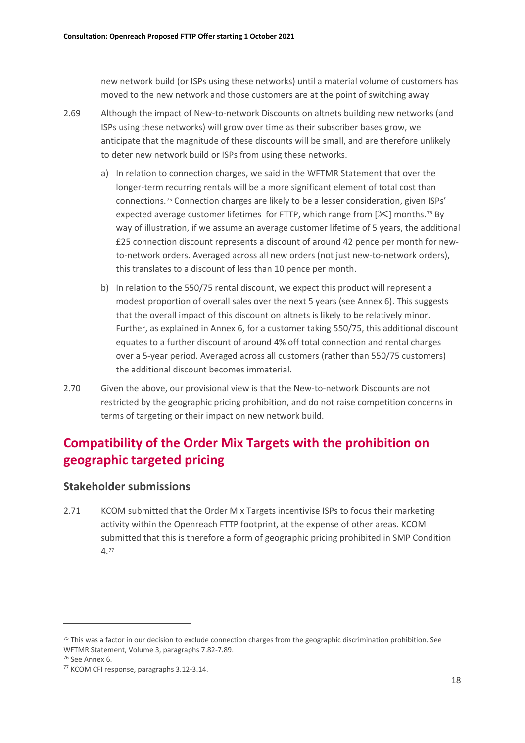new network build (or ISPs using these networks) until a material volume of customers has moved to the new network and those customers are at the point of switching away.

2.69 Although the impact of New-to-network Discounts on altnets building new networks (and ISPs using these networks) will grow over time as their subscriber bases grow, we anticipate that the magnitude of these discounts will be small, and are therefore unlikely to deter new network build or ISPs from using these networks.

a) In relation to connection charges, we said in the WFTMR Statement that over the longer-term recurring rentals will be a more significant element of total cost than connections.[75] Connection charges are likely to be a lesser consideration, given ISPs' expected average customer lifetimes for FTTP, which range from [✂] months.[76] By way of illustration, if we assume an average customer lifetime of 5 years, the additional £25 connection discount represents a discount of around 42 pence per month for new-to-network orders. Averaged across all new orders (not just new-to-network orders), this translates to a discount of less than 10 pence per month.

b) In relation to the 550/75 rental discount, we expect this product will represent a modest proportion of overall sales over the next 5 years (see Annex 6). This suggests that the overall impact of this discount on altnets is likely to be relatively minor. Further, as explained in Annex 6, for a customer taking 550/75, this additional discount equates to a further discount of around 4% off total connection and rental charges over a 5-year period. Averaged across all customers (rather than 550/75 customers) the additional discount becomes immaterial.

2.70 Given the above, our provisional view is that the New-to-network Discounts are not restricted by the geographic pricing prohibition, and do not raise competition concerns in terms of targeting or their impact on new network build.

## Compatibility of the Order Mix Targets with the prohibition on geographic targeted pricing

### Stakeholder submissions

2.71 KCOM submitted that the Order Mix Targets incentivise ISPs to focus their marketing activity within the Openreach FTTP footprint, at the expense of other areas. KCOM submitted that this is therefore a form of geographic pricing prohibited in SMP Condition 4.[77]

---

[75] This was a factor in our decision to exclude connection charges from the geographic discrimination prohibition. See WFTMR Statement, Volume 3, paragraphs 7.82-7.89.

[76] See Annex 6.

[77] KCOM CFI response, paragraphs 3.12-3.14.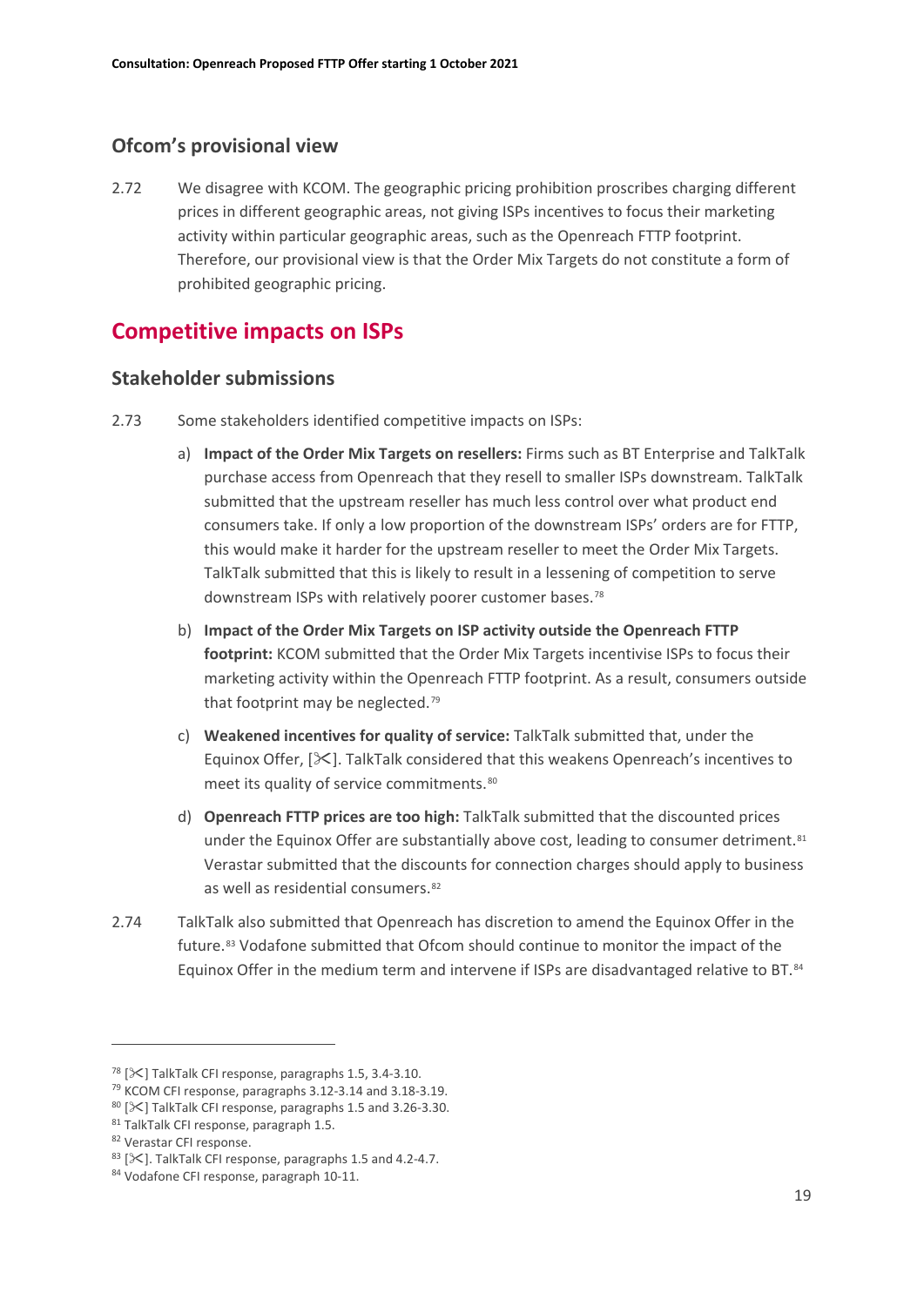## Ofcom's provisional view

2.72 We disagree with KCOM. The geographic pricing prohibition proscribes charging different prices in different geographic areas, not giving ISPs incentives to focus their marketing activity within particular geographic areas, such as the Openreach FTTP footprint. Therefore, our provisional view is that the Order Mix Targets do not constitute a form of prohibited geographic pricing.

# Competitive impacts on ISPs

## Stakeholder submissions

2.73 Some stakeholders identified competitive impacts on ISPs:

a) **Impact of the Order Mix Targets on resellers:** Firms such as BT Enterprise and TalkTalk purchase access from Openreach that they resell to smaller ISPs downstream. TalkTalk submitted that the upstream reseller has much less control over what product end consumers take. If only a low proportion of the downstream ISPs' orders are for FTTP, this would make it harder for the upstream reseller to meet the Order Mix Targets. TalkTalk submitted that this is likely to result in a lessening of competition to serve downstream ISPs with relatively poorer customer bases.[78]

b) **Impact of the Order Mix Targets on ISP activity outside the Openreach FTTP footprint:** KCOM submitted that the Order Mix Targets incentivise ISPs to focus their marketing activity within the Openreach FTTP footprint. As a result, consumers outside that footprint may be neglected.[79]

c) **Weakened incentives for quality of service:** TalkTalk submitted that, under the Equinox Offer, [✂]. TalkTalk considered that this weakens Openreach's incentives to meet its quality of service commitments.[80]

d) **Openreach FTTP prices are too high:** TalkTalk submitted that the discounted prices under the Equinox Offer are substantially above cost, leading to consumer detriment.[81] Verastar submitted that the discounts for connection charges should apply to business as well as residential consumers.[82]

2.74 TalkTalk also submitted that Openreach has discretion to amend the Equinox Offer in the future.[83] Vodafone submitted that Ofcom should continue to monitor the impact of the Equinox Offer in the medium term and intervene if ISPs are disadvantaged relative to BT.[84]

---

[78] [✂] TalkTalk CFI response, paragraphs 1.5, 3.4-3.10.

[79] KCOM CFI response, paragraphs 3.12-3.14 and 3.18-3.19.

[80] [✂] TalkTalk CFI response, paragraphs 1.5 and 3.26-3.30.

[81] TalkTalk CFI response, paragraph 1.5.

[82] Verastar CFI response.

[83] [✂]. TalkTalk CFI response, paragraphs 1.5 and 4.2-4.7.

[84] Vodafone CFI response, paragraph 10-11.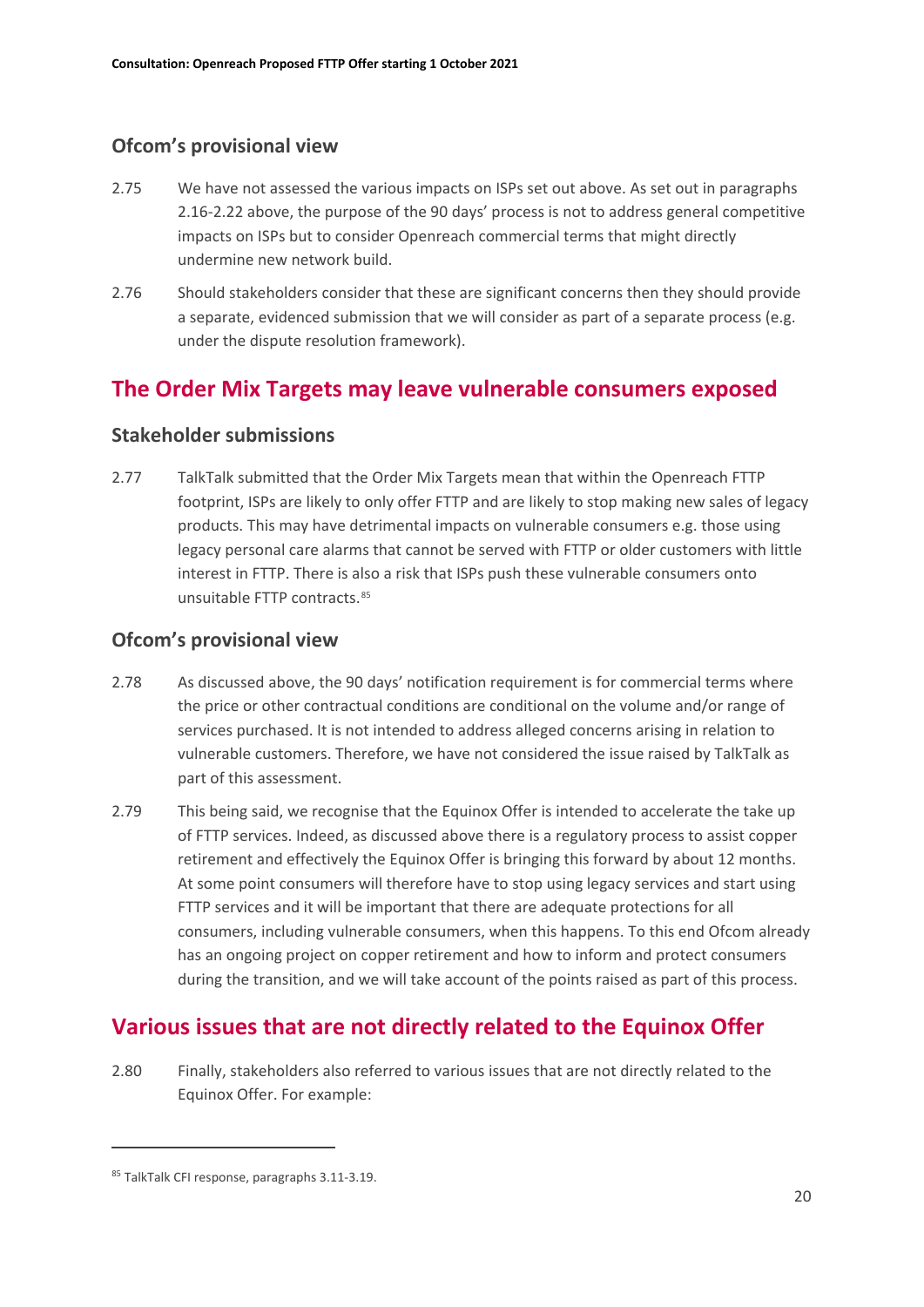### Ofcom's provisional view

2.75 We have not assessed the various impacts on ISPs set out above. As set out in paragraphs 2.16-2.22 above, the purpose of the 90 days' process is not to address general competitive impacts on ISPs but to consider Openreach commercial terms that might directly undermine new network build.

2.76 Should stakeholders consider that these are significant concerns then they should provide a separate, evidenced submission that we will consider as part of a separate process (e.g. under the dispute resolution framework).

## The Order Mix Targets may leave vulnerable consumers exposed

### Stakeholder submissions

2.77 TalkTalk submitted that the Order Mix Targets mean that within the Openreach FTTP footprint, ISPs are likely to only offer FTTP and are likely to stop making new sales of legacy products. This may have detrimental impacts on vulnerable consumers e.g. those using legacy personal care alarms that cannot be served with FTTP or older customers with little interest in FTTP. There is also a risk that ISPs push these vulnerable consumers onto unsuitable FTTP contracts.[85]

### Ofcom's provisional view

2.78 As discussed above, the 90 days' notification requirement is for commercial terms where the price or other contractual conditions are conditional on the volume and/or range of services purchased. It is not intended to address alleged concerns arising in relation to vulnerable customers. Therefore, we have not considered the issue raised by TalkTalk as part of this assessment.

2.79 This being said, we recognise that the Equinox Offer is intended to accelerate the take up of FTTP services. Indeed, as discussed above there is a regulatory process to assist copper retirement and effectively the Equinox Offer is bringing this forward by about 12 months. At some point consumers will therefore have to stop using legacy services and start using FTTP services and it will be important that there are adequate protections for all consumers, including vulnerable consumers, when this happens. To this end Ofcom already has an ongoing project on copper retirement and how to inform and protect consumers during the transition, and we will take account of the points raised as part of this process.

## Various issues that are not directly related to the Equinox Offer

2.80 Finally, stakeholders also referred to various issues that are not directly related to the Equinox Offer. For example:

[85] TalkTalk CFI response, paragraphs 3.11-3.19.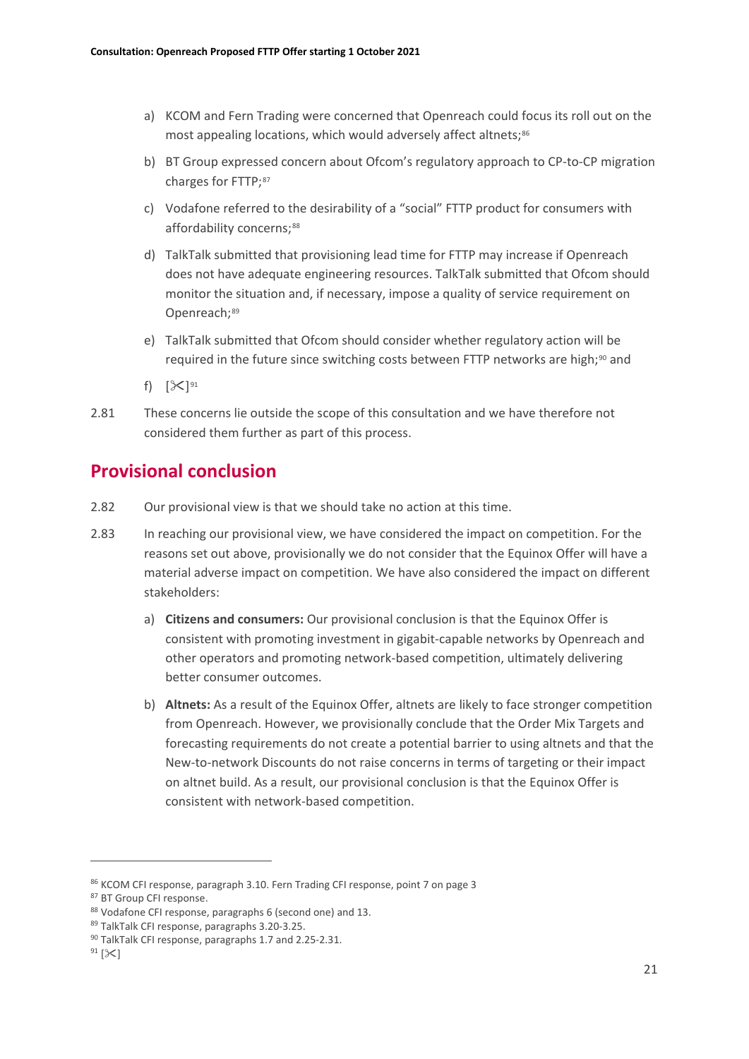a) KCOM and Fern Trading were concerned that Openreach could focus its roll out on the most appealing locations, which would adversely affect altnets;[86]

b) BT Group expressed concern about Ofcom's regulatory approach to CP-to-CP migration charges for FTTP;[87]

c) Vodafone referred to the desirability of a "social" FTTP product for consumers with affordability concerns;[88]

d) TalkTalk submitted that provisioning lead time for FTTP may increase if Openreach does not have adequate engineering resources. TalkTalk submitted that Ofcom should monitor the situation and, if necessary, impose a quality of service requirement on Openreach;[89]

e) TalkTalk submitted that Ofcom should consider whether regulatory action will be required in the future since switching costs between FTTP networks are high;[90] and

f) [✂][91]

2.81 These concerns lie outside the scope of this consultation and we have therefore not considered them further as part of this process.

## Provisional conclusion

2.82 Our provisional view is that we should take no action at this time.

2.83 In reaching our provisional view, we have considered the impact on competition. For the reasons set out above, provisionally we do not consider that the Equinox Offer will have a material adverse impact on competition. We have also considered the impact on different stakeholders:

a) **Citizens and consumers:** Our provisional conclusion is that the Equinox Offer is consistent with promoting investment in gigabit-capable networks by Openreach and other operators and promoting network-based competition, ultimately delivering better consumer outcomes.

b) **Altnets:** As a result of the Equinox Offer, altnets are likely to face stronger competition from Openreach. However, we provisionally conclude that the Order Mix Targets and forecasting requirements do not create a potential barrier to using altnets and that the New-to-network Discounts do not raise concerns in terms of targeting or their impact on altnet build. As a result, our provisional conclusion is that the Equinox Offer is consistent with network-based competition.

---

[86] KCOM CFI response, paragraph 3.10. Fern Trading CFI response, point 7 on page 3

[87] BT Group CFI response.

[88] Vodafone CFI response, paragraphs 6 (second one) and 13.

[89] TalkTalk CFI response, paragraphs 3.20-3.25.

[90] TalkTalk CFI response, paragraphs 1.7 and 2.25-2.31.

[91] [✂]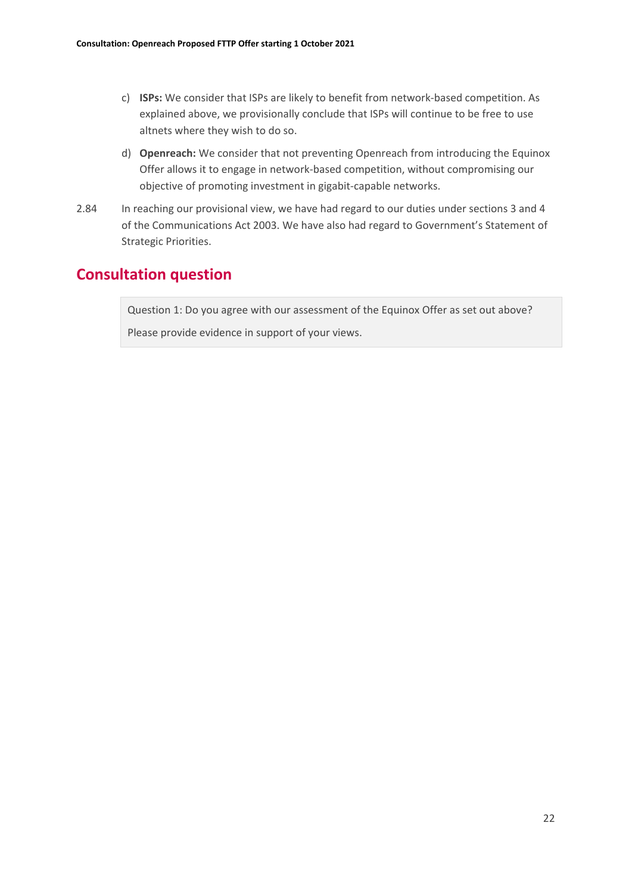c) **ISPs:** We consider that ISPs are likely to benefit from network-based competition. As explained above, we provisionally conclude that ISPs will continue to be free to use altnets where they wish to do so.

d) **Openreach:** We consider that not preventing Openreach from introducing the Equinox Offer allows it to engage in network-based competition, without compromising our objective of promoting investment in gigabit-capable networks.

2.84 In reaching our provisional view, we have had regard to our duties under sections 3 and 4 of the Communications Act 2003. We have also had regard to Government's Statement of Strategic Priorities.

## Consultation question

> Question 1: Do you agree with our assessment of the Equinox Offer as set out above?
>
> Please provide evidence in support of your views.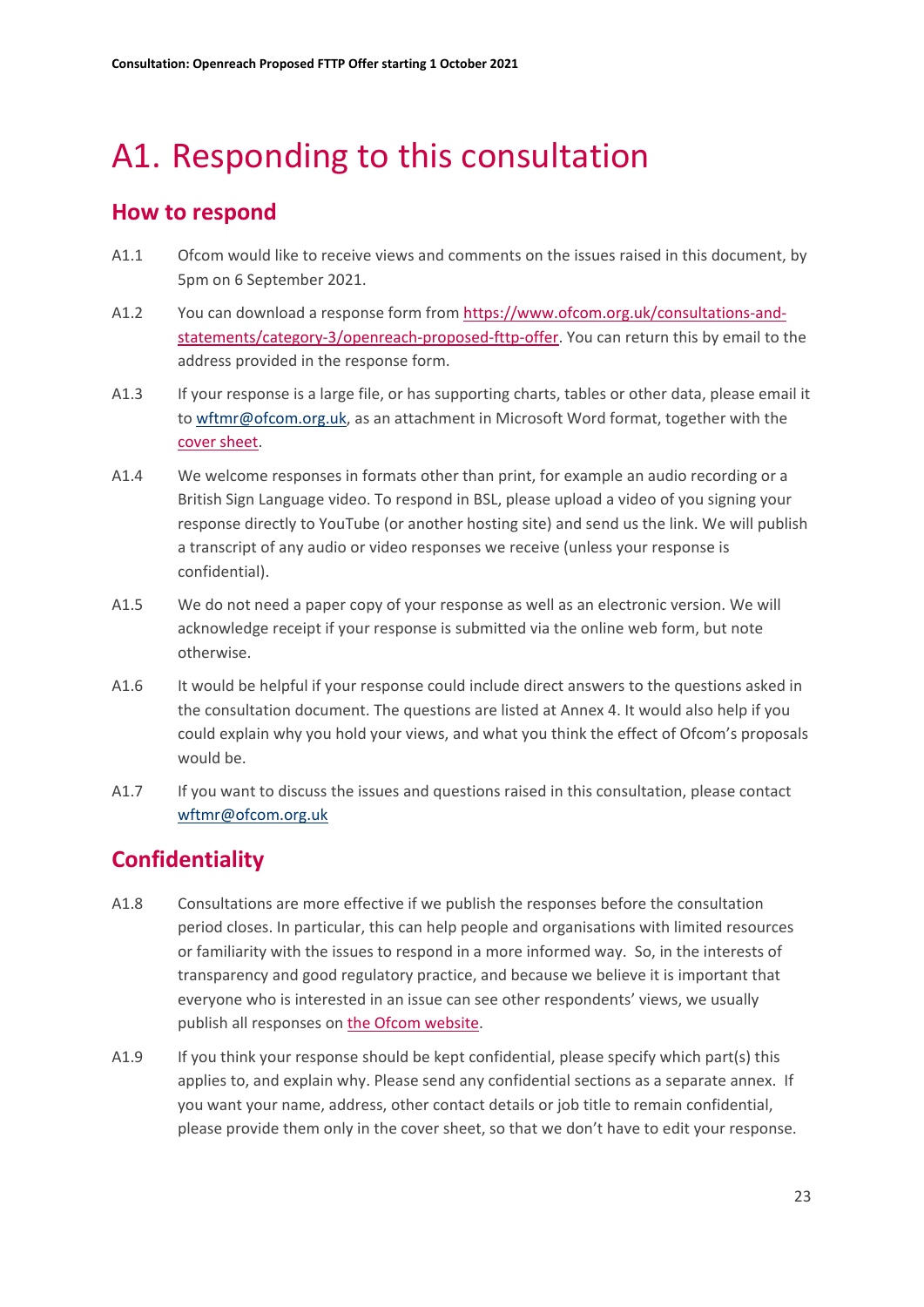# A1. Responding to this consultation

## How to respond

A1.1 Ofcom would like to receive views and comments on the issues raised in this document, by 5pm on 6 September 2021.

A1.2 You can download a response form from [https://www.ofcom.org.uk/consultations-and-statements/category-3/openreach-proposed-fttp-offer](https://www.ofcom.org.uk/consultations-and-statements/category-3/openreach-proposed-fttp-offer). You can return this by email to the address provided in the response form.

A1.3 If your response is a large file, or has supporting charts, tables or other data, please email it to [wftmr@ofcom.org.uk](mailto:wftmr@ofcom.org.uk), as an attachment in Microsoft Word format, together with the cover sheet.

A1.4 We welcome responses in formats other than print, for example an audio recording or a British Sign Language video. To respond in BSL, please upload a video of you signing your response directly to YouTube (or another hosting site) and send us the link. We will publish a transcript of any audio or video responses we receive (unless your response is confidential).

A1.5 We do not need a paper copy of your response as well as an electronic version. We will acknowledge receipt if your response is submitted via the online web form, but note otherwise.

A1.6 It would be helpful if your response could include direct answers to the questions asked in the consultation document. The questions are listed at Annex 4. It would also help if you could explain why you hold your views, and what you think the effect of Ofcom's proposals would be.

A1.7 If you want to discuss the issues and questions raised in this consultation, please contact [wftmr@ofcom.org.uk](mailto:wftmr@ofcom.org.uk)

## Confidentiality

A1.8 Consultations are more effective if we publish the responses before the consultation period closes. In particular, this can help people and organisations with limited resources or familiarity with the issues to respond in a more informed way. So, in the interests of transparency and good regulatory practice, and because we believe it is important that everyone who is interested in an issue can see other respondents' views, we usually publish all responses on the Ofcom website.

A1.9 If you think your response should be kept confidential, please specify which part(s) this applies to, and explain why. Please send any confidential sections as a separate annex. If you want your name, address, other contact details or job title to remain confidential, please provide them only in the cover sheet, so that we don't have to edit your response.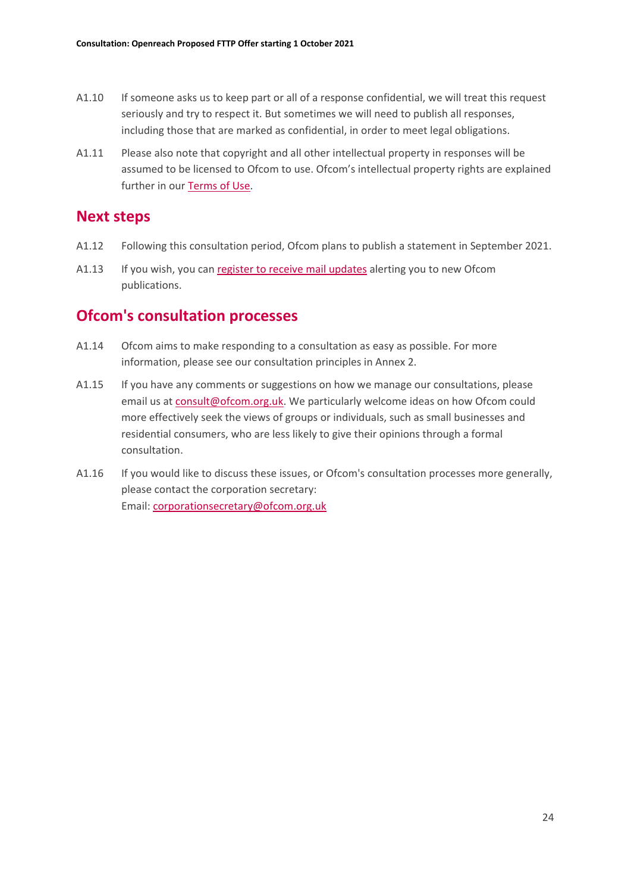A1.10 If someone asks us to keep part or all of a response confidential, we will treat this request seriously and try to respect it. But sometimes we will need to publish all responses, including those that are marked as confidential, in order to meet legal obligations.

A1.11 Please also note that copyright and all other intellectual property in responses will be assumed to be licensed to Ofcom to use. Ofcom's intellectual property rights are explained further in our Terms of Use.

## Next steps

A1.12 Following this consultation period, Ofcom plans to publish a statement in September 2021.

A1.13 If you wish, you can register to receive mail updates alerting you to new Ofcom publications.

## Ofcom's consultation processes

A1.14 Ofcom aims to make responding to a consultation as easy as possible. For more information, please see our consultation principles in Annex 2.

A1.15 If you have any comments or suggestions on how we manage our consultations, please email us at consult@ofcom.org.uk. We particularly welcome ideas on how Ofcom could more effectively seek the views of groups or individuals, such as small businesses and residential consumers, who are less likely to give their opinions through a formal consultation.

A1.16 If you would like to discuss these issues, or Ofcom's consultation processes more generally, please contact the corporation secretary:
Email: corporationsecretary@ofcom.org.uk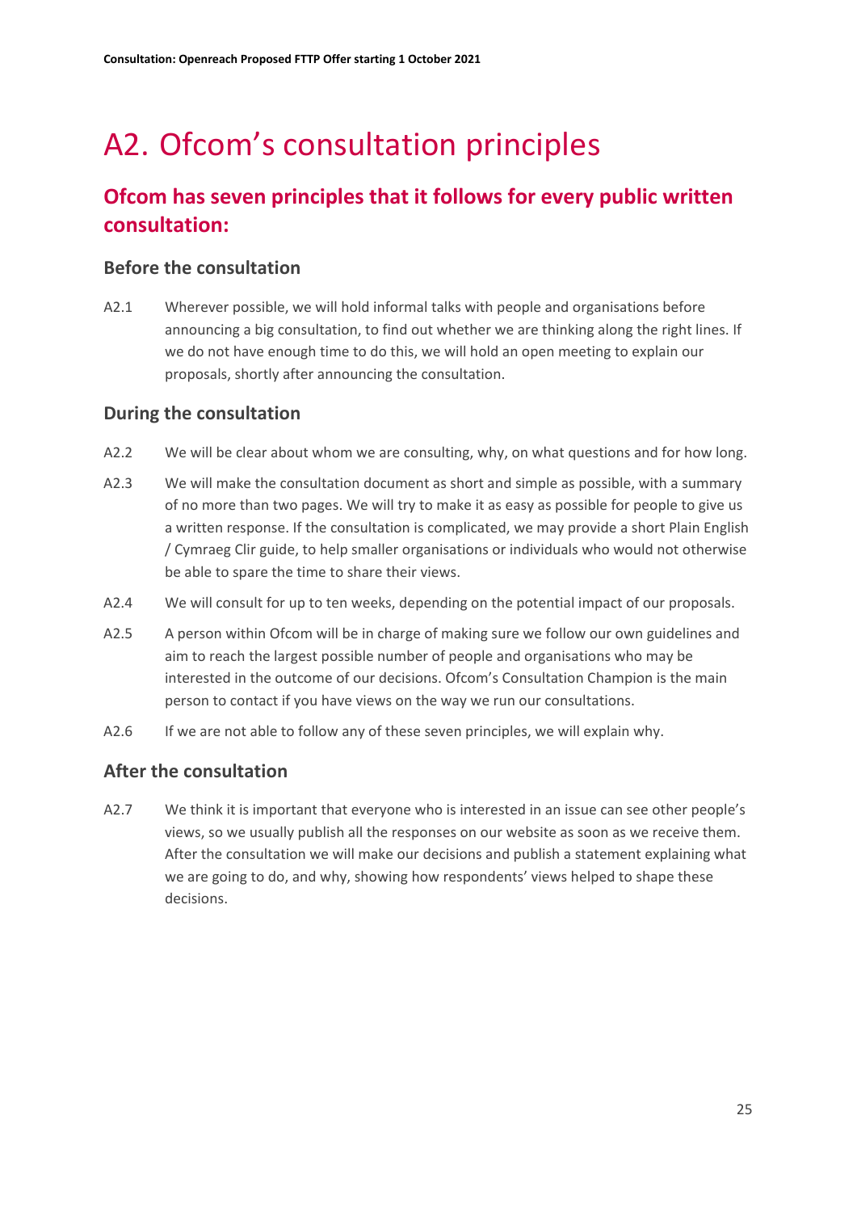# A2. Ofcom's consultation principles

## Ofcom has seven principles that it follows for every public written consultation:

### Before the consultation

A2.1 Wherever possible, we will hold informal talks with people and organisations before announcing a big consultation, to find out whether we are thinking along the right lines. If we do not have enough time to do this, we will hold an open meeting to explain our proposals, shortly after announcing the consultation.

### During the consultation

A2.2 We will be clear about whom we are consulting, why, on what questions and for how long.

A2.3 We will make the consultation document as short and simple as possible, with a summary of no more than two pages. We will try to make it as easy as possible for people to give us a written response. If the consultation is complicated, we may provide a short Plain English / Cymraeg Clir guide, to help smaller organisations or individuals who would not otherwise be able to spare the time to share their views.

A2.4 We will consult for up to ten weeks, depending on the potential impact of our proposals.

A2.5 A person within Ofcom will be in charge of making sure we follow our own guidelines and aim to reach the largest possible number of people and organisations who may be interested in the outcome of our decisions. Ofcom's Consultation Champion is the main person to contact if you have views on the way we run our consultations.

A2.6 If we are not able to follow any of these seven principles, we will explain why.

### After the consultation

A2.7 We think it is important that everyone who is interested in an issue can see other people's views, so we usually publish all the responses on our website as soon as we receive them. After the consultation we will make our decisions and publish a statement explaining what we are going to do, and why, showing how respondents' views helped to shape these decisions.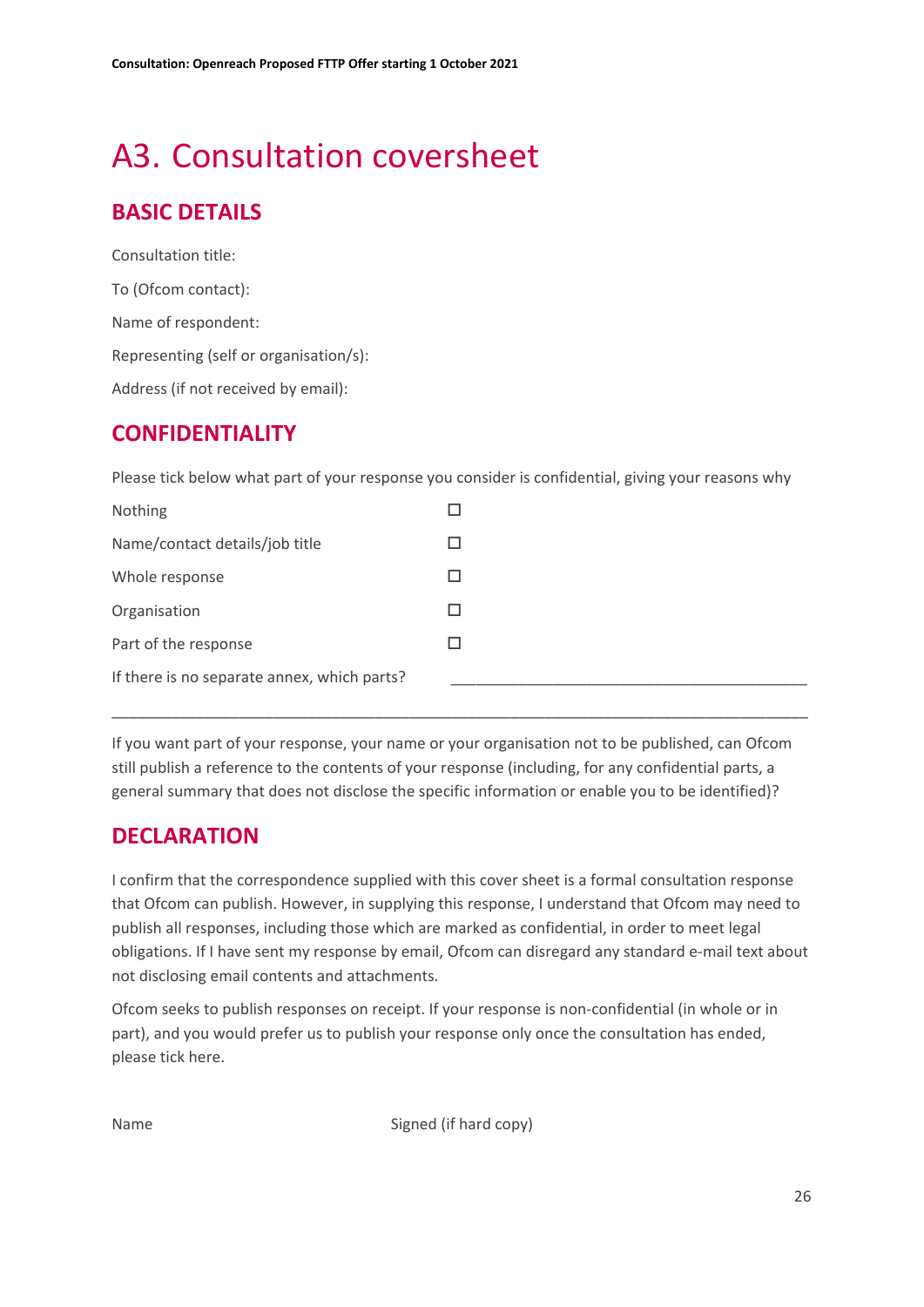# A3. Consultation coversheet

## BASIC DETAILS

Consultation title:

To (Ofcom contact):

Name of respondent:

Representing (self or organisation/s):

Address (if not received by email):

## CONFIDENTIALITY

Please tick below what part of your response you consider is confidential, giving your reasons why

| | |
|---|---|
| Nothing | ☐ |
| Name/contact details/job title | ☐ |
| Whole response | ☐ |
| Organisation | ☐ |
| Part of the response | ☐ |
| If there is no separate annex, which parts? | ____________________________________________ |

_____________________________________________________________________________________

If you want part of your response, your name or your organisation not to be published, can Ofcom still publish a reference to the contents of your response (including, for any confidential parts, a general summary that does not disclose the specific information or enable you to be identified)?

## DECLARATION

I confirm that the correspondence supplied with this cover sheet is a formal consultation response that Ofcom can publish. However, in supplying this response, I understand that Ofcom may need to publish all responses, including those which are marked as confidential, in order to meet legal obligations. If I have sent my response by email, Ofcom can disregard any standard e-mail text about not disclosing email contents and attachments.

Ofcom seeks to publish responses on receipt. If your response is non-confidential (in whole or in part), and you would prefer us to publish your response only once the consultation has ended, please tick here.

Name

Signed (if hard copy)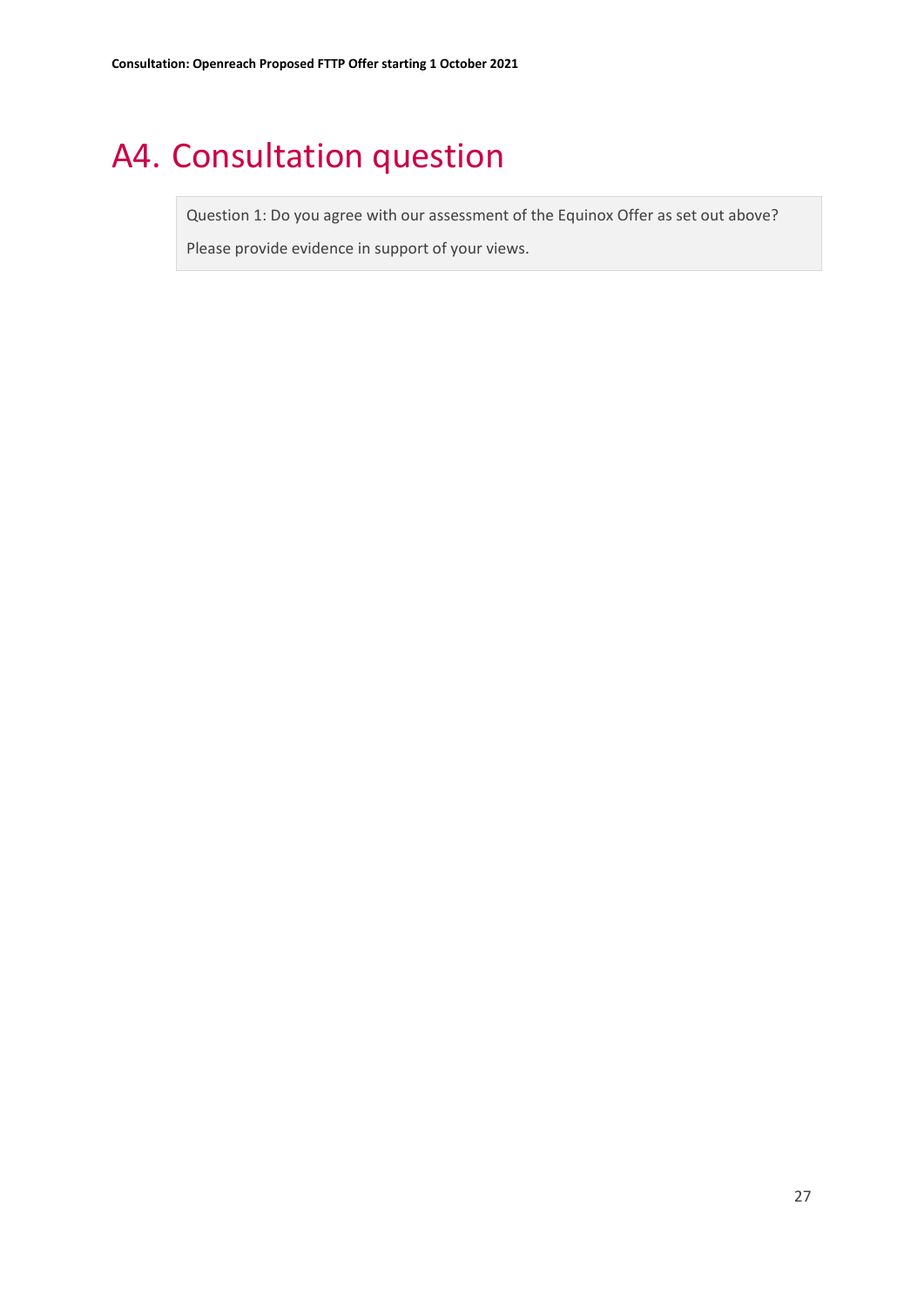# A4. Consultation question

> Question 1: Do you agree with our assessment of the Equinox Offer as set out above?
>
> Please provide evidence in support of your views.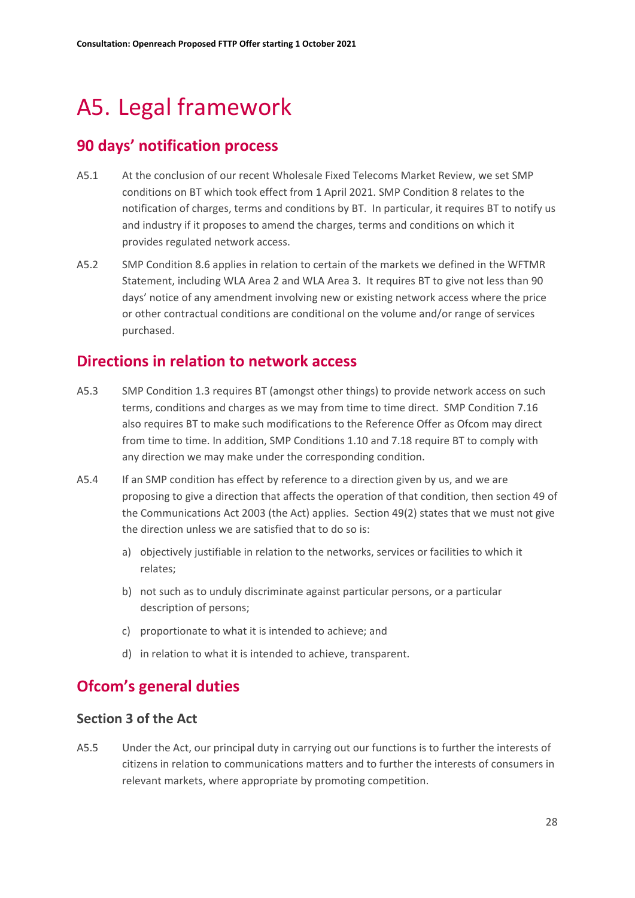# A5. Legal framework

## 90 days' notification process

A5.1 At the conclusion of our recent Wholesale Fixed Telecoms Market Review, we set SMP conditions on BT which took effect from 1 April 2021. SMP Condition 8 relates to the notification of charges, terms and conditions by BT. In particular, it requires BT to notify us and industry if it proposes to amend the charges, terms and conditions on which it provides regulated network access.

A5.2 SMP Condition 8.6 applies in relation to certain of the markets we defined in the WFTMR Statement, including WLA Area 2 and WLA Area 3. It requires BT to give not less than 90 days' notice of any amendment involving new or existing network access where the price or other contractual conditions are conditional on the volume and/or range of services purchased.

## Directions in relation to network access

A5.3 SMP Condition 1.3 requires BT (amongst other things) to provide network access on such terms, conditions and charges as we may from time to time direct. SMP Condition 7.16 also requires BT to make such modifications to the Reference Offer as Ofcom may direct from time to time. In addition, SMP Conditions 1.10 and 7.18 require BT to comply with any direction we may make under the corresponding condition.

A5.4 If an SMP condition has effect by reference to a direction given by us, and we are proposing to give a direction that affects the operation of that condition, then section 49 of the Communications Act 2003 (the Act) applies. Section 49(2) states that we must not give the direction unless we are satisfied that to do so is:

a) objectively justifiable in relation to the networks, services or facilities to which it relates;

b) not such as to unduly discriminate against particular persons, or a particular description of persons;

c) proportionate to what it is intended to achieve; and

d) in relation to what it is intended to achieve, transparent.

## Ofcom's general duties

### Section 3 of the Act

A5.5 Under the Act, our principal duty in carrying out our functions is to further the interests of citizens in relation to communications matters and to further the interests of consumers in relevant markets, where appropriate by promoting competition.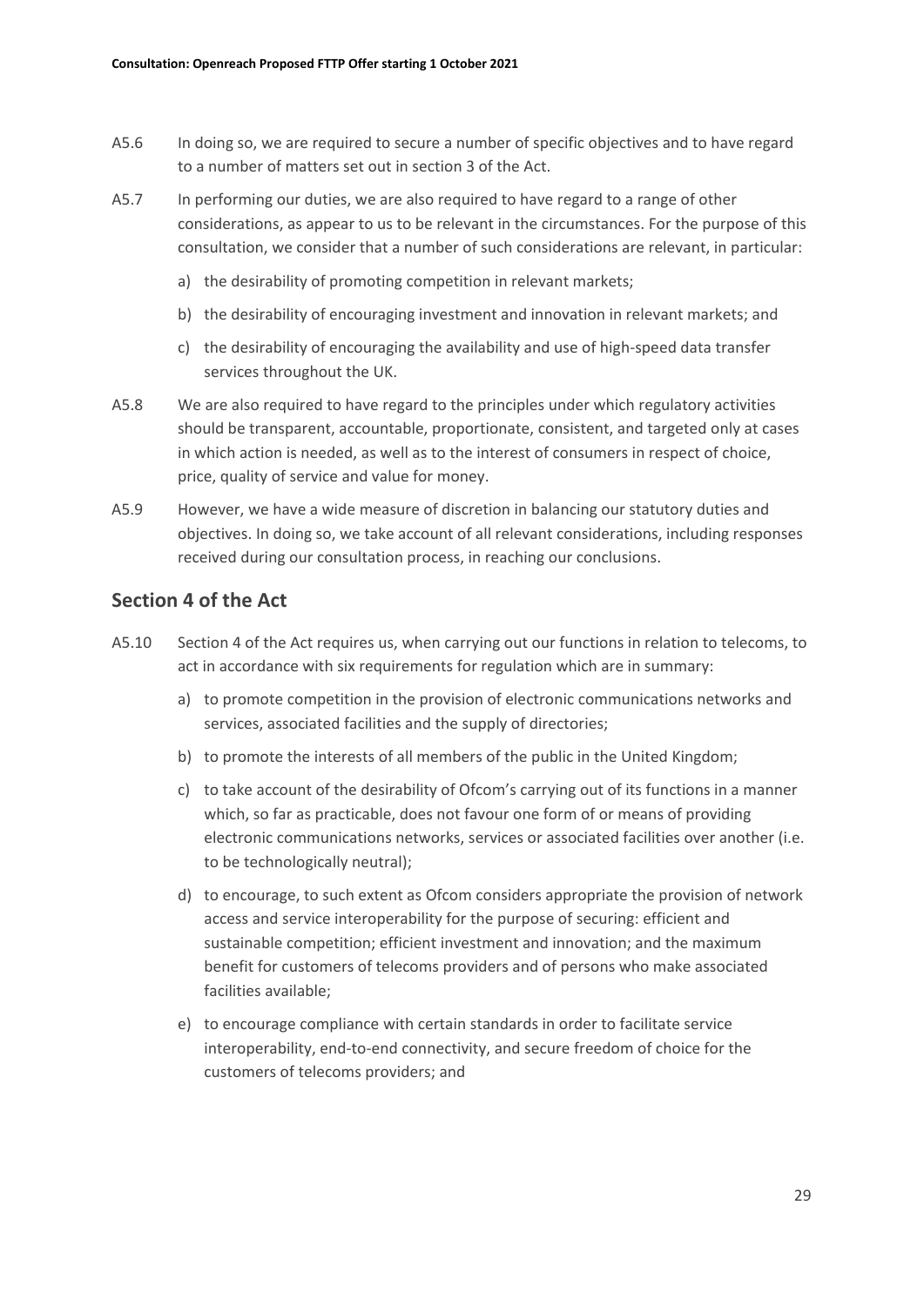A5.6 In doing so, we are required to secure a number of specific objectives and to have regard to a number of matters set out in section 3 of the Act.

A5.7 In performing our duties, we are also required to have regard to a range of other considerations, as appear to us to be relevant in the circumstances. For the purpose of this consultation, we consider that a number of such considerations are relevant, in particular:

a) the desirability of promoting competition in relevant markets;

b) the desirability of encouraging investment and innovation in relevant markets; and

c) the desirability of encouraging the availability and use of high-speed data transfer services throughout the UK.

A5.8 We are also required to have regard to the principles under which regulatory activities should be transparent, accountable, proportionate, consistent, and targeted only at cases in which action is needed, as well as to the interest of consumers in respect of choice, price, quality of service and value for money.

A5.9 However, we have a wide measure of discretion in balancing our statutory duties and objectives. In doing so, we take account of all relevant considerations, including responses received during our consultation process, in reaching our conclusions.

## Section 4 of the Act

A5.10 Section 4 of the Act requires us, when carrying out our functions in relation to telecoms, to act in accordance with six requirements for regulation which are in summary:

a) to promote competition in the provision of electronic communications networks and services, associated facilities and the supply of directories;

b) to promote the interests of all members of the public in the United Kingdom;

c) to take account of the desirability of Ofcom's carrying out of its functions in a manner which, so far as practicable, does not favour one form of or means of providing electronic communications networks, services or associated facilities over another (i.e. to be technologically neutral);

d) to encourage, to such extent as Ofcom considers appropriate the provision of network access and service interoperability for the purpose of securing: efficient and sustainable competition; efficient investment and innovation; and the maximum benefit for customers of telecoms providers and of persons who make associated facilities available;

e) to encourage compliance with certain standards in order to facilitate service interoperability, end-to-end connectivity, and secure freedom of choice for the customers of telecoms providers; and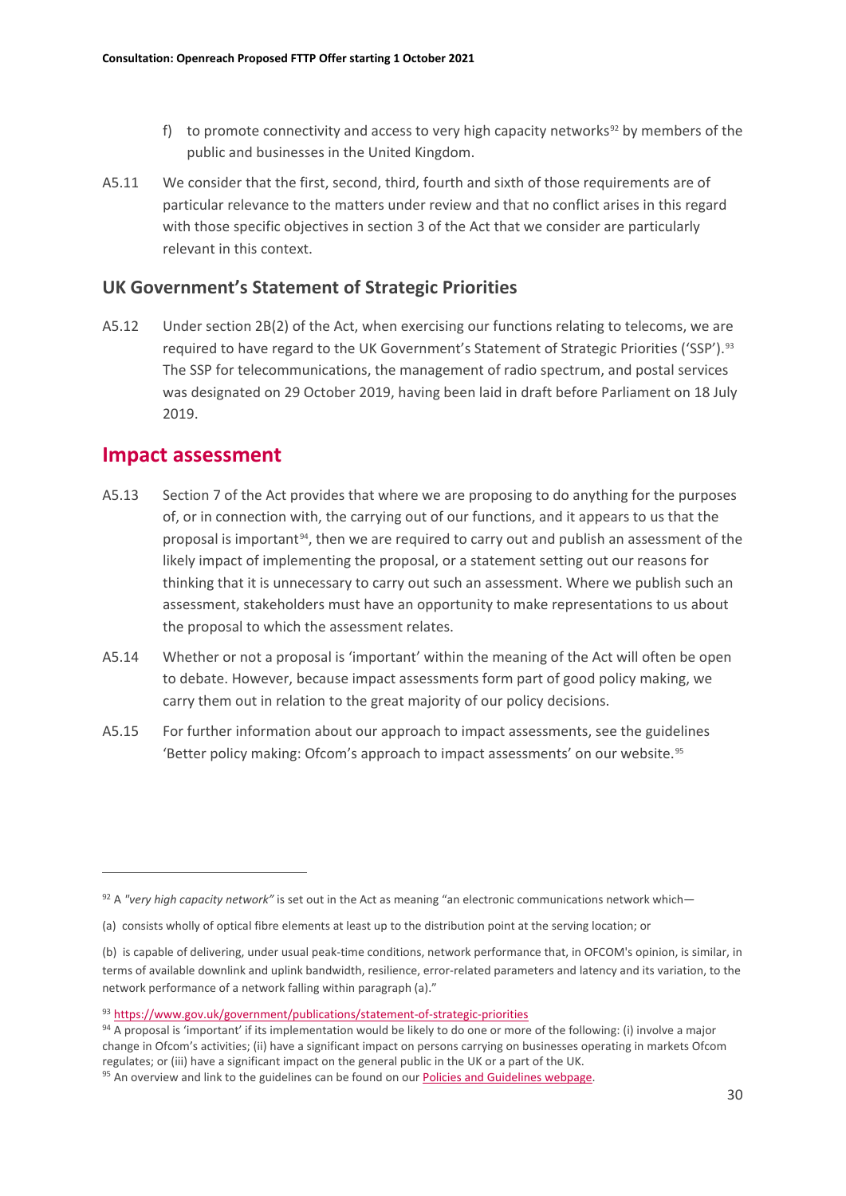f) to promote connectivity and access to very high capacity networks[92] by members of the public and businesses in the United Kingdom.

A5.11 We consider that the first, second, third, fourth and sixth of those requirements are of particular relevance to the matters under review and that no conflict arises in this regard with those specific objectives in section 3 of the Act that we consider are particularly relevant in this context.

## UK Government's Statement of Strategic Priorities

A5.12 Under section 2B(2) of the Act, when exercising our functions relating to telecoms, we are required to have regard to the UK Government's Statement of Strategic Priorities ('SSP').[93] The SSP for telecommunications, the management of radio spectrum, and postal services was designated on 29 October 2019, having been laid in draft before Parliament on 18 July 2019.

# Impact assessment

A5.13 Section 7 of the Act provides that where we are proposing to do anything for the purposes of, or in connection with, the carrying out of our functions, and it appears to us that the proposal is important[94], then we are required to carry out and publish an assessment of the likely impact of implementing the proposal, or a statement setting out our reasons for thinking that it is unnecessary to carry out such an assessment. Where we publish such an assessment, stakeholders must have an opportunity to make representations to us about the proposal to which the assessment relates.

A5.14 Whether or not a proposal is 'important' within the meaning of the Act will often be open to debate. However, because impact assessments form part of good policy making, we carry them out in relation to the great majority of our policy decisions.

A5.15 For further information about our approach to impact assessments, see the guidelines 'Better policy making: Ofcom's approach to impact assessments' on our website.[95]

---

[92] A *"very high capacity network"* is set out in the Act as meaning "an electronic communications network which—

(a) consists wholly of optical fibre elements at least up to the distribution point at the serving location; or

(b) is capable of delivering, under usual peak-time conditions, network performance that, in OFCOM's opinion, is similar, in terms of available downlink and uplink bandwidth, resilience, error-related parameters and latency and its variation, to the network performance of a network falling within paragraph (a)."

[93] https://www.gov.uk/government/publications/statement-of-strategic-priorities

[94] A proposal is 'important' if its implementation would be likely to do one or more of the following: (i) involve a major change in Ofcom's activities; (ii) have a significant impact on persons carrying on businesses operating in markets Ofcom regulates; or (iii) have a significant impact on the general public in the UK or a part of the UK.

[95] An overview and link to the guidelines can be found on our Policies and Guidelines webpage.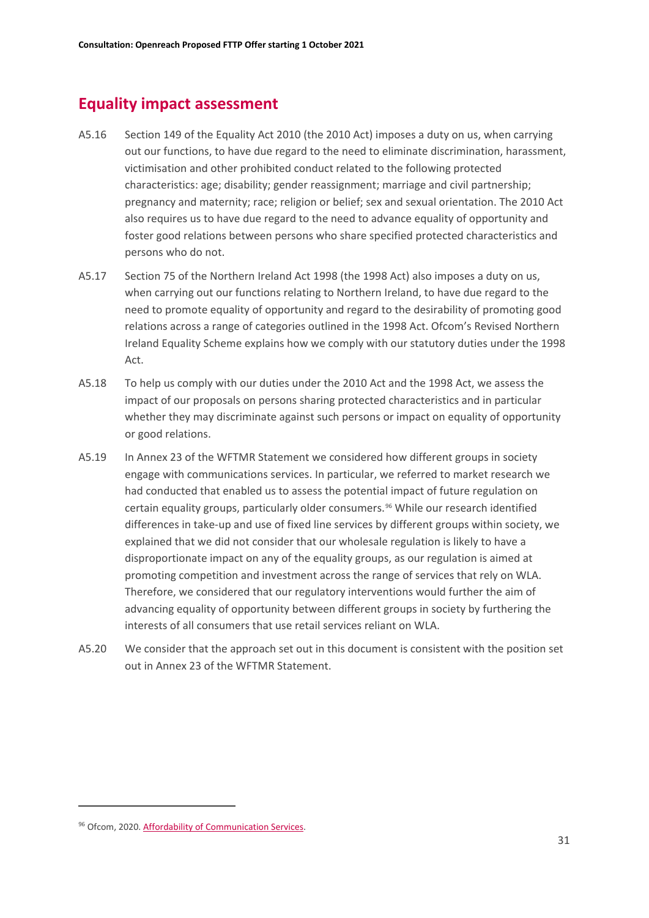## Equality impact assessment

A5.16 Section 149 of the Equality Act 2010 (the 2010 Act) imposes a duty on us, when carrying out our functions, to have due regard to the need to eliminate discrimination, harassment, victimisation and other prohibited conduct related to the following protected characteristics: age; disability; gender reassignment; marriage and civil partnership; pregnancy and maternity; race; religion or belief; sex and sexual orientation. The 2010 Act also requires us to have due regard to the need to advance equality of opportunity and foster good relations between persons who share specified protected characteristics and persons who do not.

A5.17 Section 75 of the Northern Ireland Act 1998 (the 1998 Act) also imposes a duty on us, when carrying out our functions relating to Northern Ireland, to have due regard to the need to promote equality of opportunity and regard to the desirability of promoting good relations across a range of categories outlined in the 1998 Act. Ofcom's Revised Northern Ireland Equality Scheme explains how we comply with our statutory duties under the 1998 Act.

A5.18 To help us comply with our duties under the 2010 Act and the 1998 Act, we assess the impact of our proposals on persons sharing protected characteristics and in particular whether they may discriminate against such persons or impact on equality of opportunity or good relations.

A5.19 In Annex 23 of the WFTMR Statement we considered how different groups in society engage with communications services. In particular, we referred to market research we had conducted that enabled us to assess the potential impact of future regulation on certain equality groups, particularly older consumers.[96] While our research identified differences in take-up and use of fixed line services by different groups within society, we explained that we did not consider that our wholesale regulation is likely to have a disproportionate impact on any of the equality groups, as our regulation is aimed at promoting competition and investment across the range of services that rely on WLA. Therefore, we considered that our regulatory interventions would further the aim of advancing equality of opportunity between different groups in society by furthering the interests of all consumers that use retail services reliant on WLA.

A5.20 We consider that the approach set out in this document is consistent with the position set out in Annex 23 of the WFTMR Statement.

---

[96] Ofcom, 2020. Affordability of Communication Services.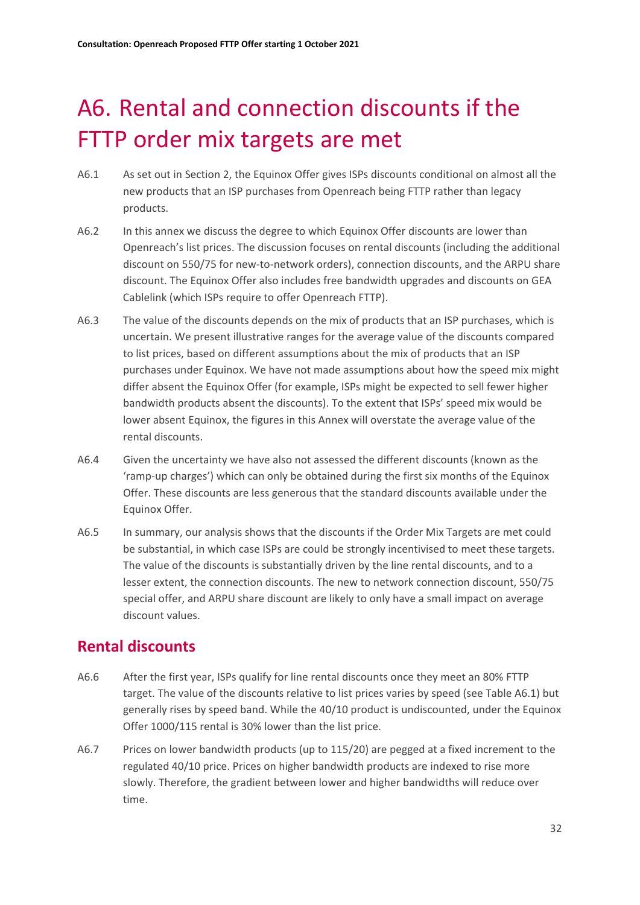# A6. Rental and connection discounts if the FTTP order mix targets are met

A6.1 As set out in Section 2, the Equinox Offer gives ISPs discounts conditional on almost all the new products that an ISP purchases from Openreach being FTTP rather than legacy products.

A6.2 In this annex we discuss the degree to which Equinox Offer discounts are lower than Openreach's list prices. The discussion focuses on rental discounts (including the additional discount on 550/75 for new-to-network orders), connection discounts, and the ARPU share discount. The Equinox Offer also includes free bandwidth upgrades and discounts on GEA Cablelink (which ISPs require to offer Openreach FTTP).

A6.3 The value of the discounts depends on the mix of products that an ISP purchases, which is uncertain. We present illustrative ranges for the average value of the discounts compared to list prices, based on different assumptions about the mix of products that an ISP purchases under Equinox. We have not made assumptions about how the speed mix might differ absent the Equinox Offer (for example, ISPs might be expected to sell fewer higher bandwidth products absent the discounts). To the extent that ISPs' speed mix would be lower absent Equinox, the figures in this Annex will overstate the average value of the rental discounts.

A6.4 Given the uncertainty we have also not assessed the different discounts (known as the 'ramp-up charges') which can only be obtained during the first six months of the Equinox Offer. These discounts are less generous that the standard discounts available under the Equinox Offer.

A6.5 In summary, our analysis shows that the discounts if the Order Mix Targets are met could be substantial, in which case ISPs are could be strongly incentivised to meet these targets. The value of the discounts is substantially driven by the line rental discounts, and to a lesser extent, the connection discounts. The new to network connection discount, 550/75 special offer, and ARPU share discount are likely to only have a small impact on average discount values.

## Rental discounts

A6.6 After the first year, ISPs qualify for line rental discounts once they meet an 80% FTTP target. The value of the discounts relative to list prices varies by speed (see Table A6.1) but generally rises by speed band. While the 40/10 product is undiscounted, under the Equinox Offer 1000/115 rental is 30% lower than the list price.

A6.7 Prices on lower bandwidth products (up to 115/20) are pegged at a fixed increment to the regulated 40/10 price. Prices on higher bandwidth products are indexed to rise more slowly. Therefore, the gradient between lower and higher bandwidths will reduce over time.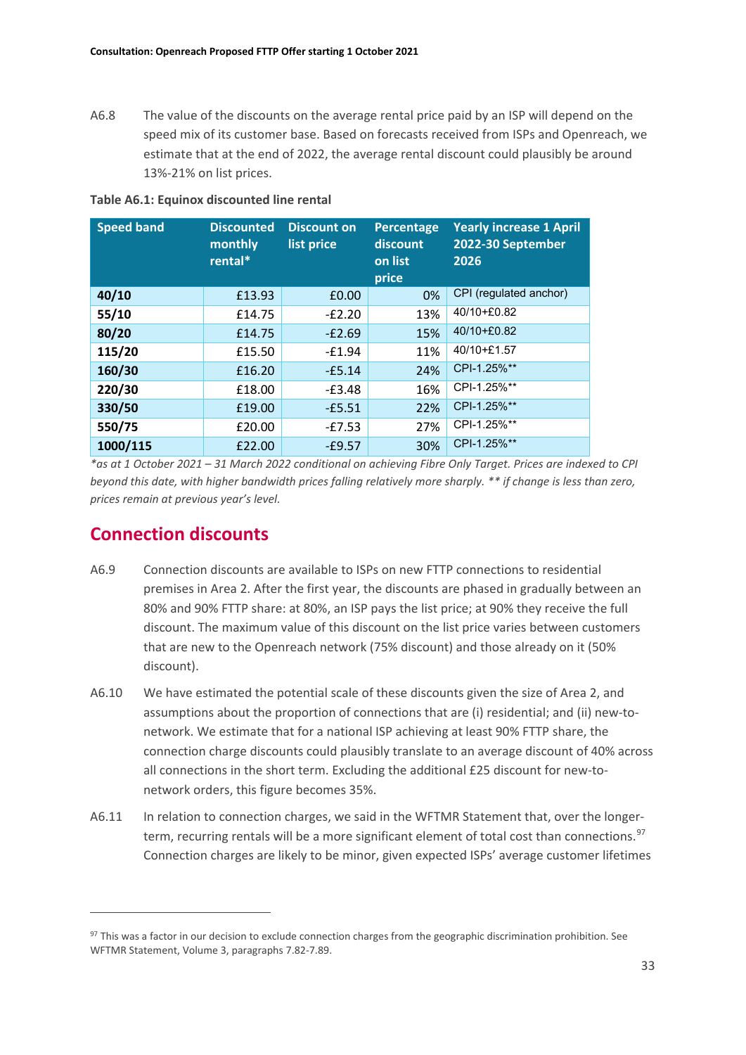A6.8 The value of the discounts on the average rental price paid by an ISP will depend on the speed mix of its customer base. Based on forecasts received from ISPs and Openreach, we estimate that at the end of 2022, the average rental discount could plausibly be around 13%-21% on list prices.

**Table A6.1: Equinox discounted line rental**

| Speed band | Discounted monthly rental* | Discount on list price | Percentage discount on list price | Yearly increase 1 April 2022-30 September 2026 |
|---|---|---|---|---|
| **40/10** | £13.93 | £0.00 | 0% | CPI (regulated anchor) |
| **55/10** | £14.75 | -£2.20 | 13% | 40/10+£0.82 |
| **80/20** | £14.75 | -£2.69 | 15% | 40/10+£0.82 |
| **115/20** | £15.50 | -£1.94 | 11% | 40/10+£1.57 |
| **160/30** | £16.20 | -£5.14 | 24% | CPI-1.25%** |
| **220/30** | £18.00 | -£3.48 | 16% | CPI-1.25%** |
| **330/50** | £19.00 | -£5.51 | 22% | CPI-1.25%** |
| **550/75** | £20.00 | -£7.53 | 27% | CPI-1.25%** |
| **1000/115** | £22.00 | -£9.57 | 30% | CPI-1.25%** |

*\*as at 1 October 2021 – 31 March 2022 conditional on achieving Fibre Only Target. Prices are indexed to CPI beyond this date, with higher bandwidth prices falling relatively more sharply. \*\* if change is less than zero, prices remain at previous year's level.*

## Connection discounts

A6.9 Connection discounts are available to ISPs on new FTTP connections to residential premises in Area 2. After the first year, the discounts are phased in gradually between an 80% and 90% FTTP share: at 80%, an ISP pays the list price; at 90% they receive the full discount. The maximum value of this discount on the list price varies between customers that are new to the Openreach network (75% discount) and those already on it (50% discount).

A6.10 We have estimated the potential scale of these discounts given the size of Area 2, and assumptions about the proportion of connections that are (i) residential; and (ii) new-to-network. We estimate that for a national ISP achieving at least 90% FTTP share, the connection charge discounts could plausibly translate to an average discount of 40% across all connections in the short term. Excluding the additional £25 discount for new-to-network orders, this figure becomes 35%.

A6.11 In relation to connection charges, we said in the WFTMR Statement that, over the longer-term, recurring rentals will be a more significant element of total cost than connections.[97] Connection charges are likely to be minor, given expected ISPs' average customer lifetimes

[97] This was a factor in our decision to exclude connection charges from the geographic discrimination prohibition. See WFTMR Statement, Volume 3, paragraphs 7.82-7.89.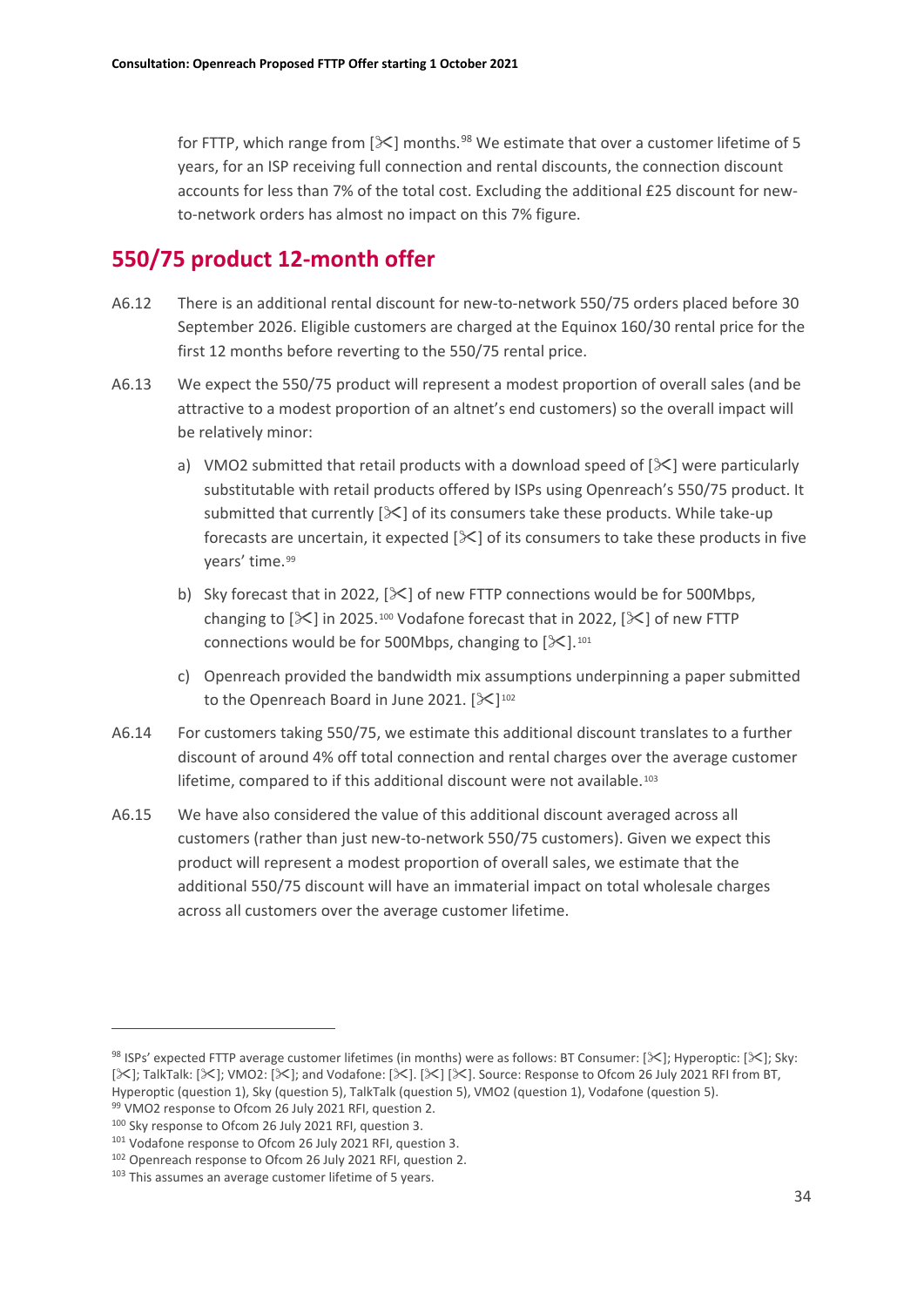for FTTP, which range from [✂] months.[98] We estimate that over a customer lifetime of 5 years, for an ISP receiving full connection and rental discounts, the connection discount accounts for less than 7% of the total cost. Excluding the additional £25 discount for new-to-network orders has almost no impact on this 7% figure.

## 550/75 product 12-month offer

A6.12 There is an additional rental discount for new-to-network 550/75 orders placed before 30 September 2026. Eligible customers are charged at the Equinox 160/30 rental price for the first 12 months before reverting to the 550/75 rental price.

A6.13 We expect the 550/75 product will represent a modest proportion of overall sales (and be attractive to a modest proportion of an altnet's end customers) so the overall impact will be relatively minor:

a) VMO2 submitted that retail products with a download speed of [✂] were particularly substitutable with retail products offered by ISPs using Openreach's 550/75 product. It submitted that currently [✂] of its consumers take these products. While take-up forecasts are uncertain, it expected [✂] of its consumers to take these products in five years' time.[99]

b) Sky forecast that in 2022, [✂] of new FTTP connections would be for 500Mbps, changing to [✂] in 2025.[100] Vodafone forecast that in 2022, [✂] of new FTTP connections would be for 500Mbps, changing to [✂].[101]

c) Openreach provided the bandwidth mix assumptions underpinning a paper submitted to the Openreach Board in June 2021. [✂][102]

A6.14 For customers taking 550/75, we estimate this additional discount translates to a further discount of around 4% off total connection and rental charges over the average customer lifetime, compared to if this additional discount were not available.[103]

A6.15 We have also considered the value of this additional discount averaged across all customers (rather than just new-to-network 550/75 customers). Given we expect this product will represent a modest proportion of overall sales, we estimate that the additional 550/75 discount will have an immaterial impact on total wholesale charges across all customers over the average customer lifetime.

---

[98] ISPs' expected FTTP average customer lifetimes (in months) were as follows: BT Consumer: [✂]; Hyperoptic: [✂]; Sky: [✂]; TalkTalk: [✂]; VMO2: [✂]; and Vodafone: [✂]. [✂] [✂]. Source: Response to Ofcom 26 July 2021 RFI from BT, Hyperoptic (question 1), Sky (question 5), TalkTalk (question 5), VMO2 (question 1), Vodafone (question 5).

[99] VMO2 response to Ofcom 26 July 2021 RFI, question 2.

[100] Sky response to Ofcom 26 July 2021 RFI, question 3.

[101] Vodafone response to Ofcom 26 July 2021 RFI, question 3.

[102] Openreach response to Ofcom 26 July 2021 RFI, question 2.

[103] This assumes an average customer lifetime of 5 years.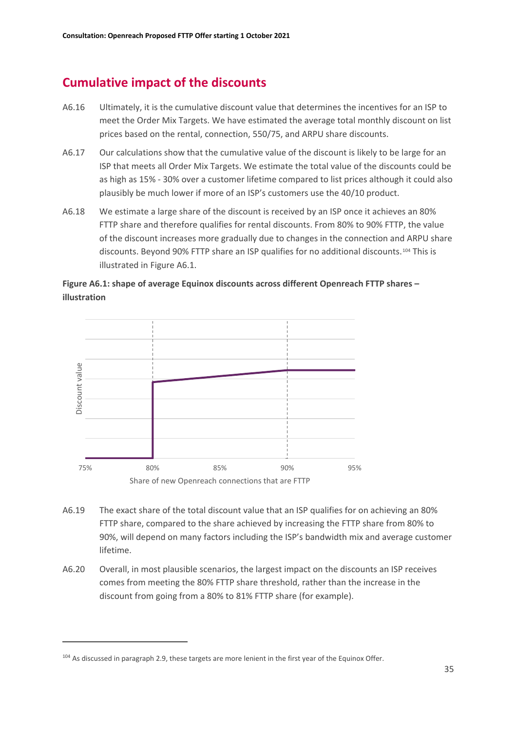## Cumulative impact of the discounts

A6.16 Ultimately, it is the cumulative discount value that determines the incentives for an ISP to meet the Order Mix Targets. We have estimated the average total monthly discount on list prices based on the rental, connection, 550/75, and ARPU share discounts.

A6.17 Our calculations show that the cumulative value of the discount is likely to be large for an ISP that meets all Order Mix Targets. We estimate the total value of the discounts could be as high as 15% - 30% over a customer lifetime compared to list prices although it could also plausibly be much lower if more of an ISP's customers use the 40/10 product.

A6.18 We estimate a large share of the discount is received by an ISP once it achieves an 80% FTTP share and therefore qualifies for rental discounts. From 80% to 90% FTTP, the value of the discount increases more gradually due to changes in the connection and ARPU share discounts. Beyond 90% FTTP share an ISP qualifies for no additional discounts.[104] This is illustrated in Figure A6.1.

**Figure A6.1: shape of average Equinox discounts across different Openreach FTTP shares – illustration**

A6.19 The exact share of the total discount value that an ISP qualifies for on achieving an 80% FTTP share, compared to the share achieved by increasing the FTTP share from 80% to 90%, will depend on many factors including the ISP's bandwidth mix and average customer lifetime.

A6.20 Overall, in most plausible scenarios, the largest impact on the discounts an ISP receives comes from meeting the 80% FTTP share threshold, rather than the increase in the discount from going from a 80% to 81% FTTP share (for example).

---

[104] As discussed in paragraph 2.9, these targets are more lenient in the first year of the Equinox Offer.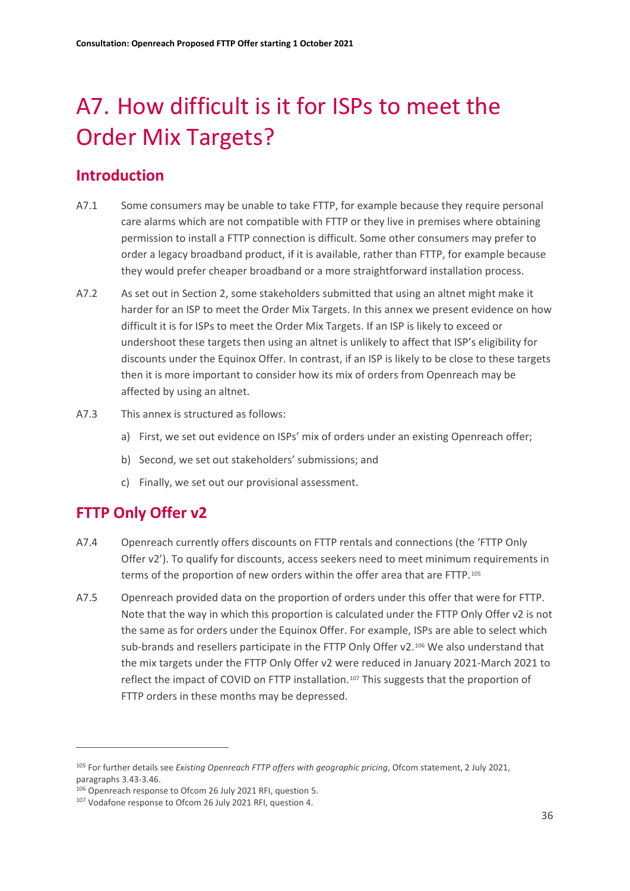# A7. How difficult is it for ISPs to meet the Order Mix Targets?

## Introduction

A7.1 Some consumers may be unable to take FTTP, for example because they require personal care alarms which are not compatible with FTTP or they live in premises where obtaining permission to install a FTTP connection is difficult. Some other consumers may prefer to order a legacy broadband product, if it is available, rather than FTTP, for example because they would prefer cheaper broadband or a more straightforward installation process.

A7.2 As set out in Section 2, some stakeholders submitted that using an altnet might make it harder for an ISP to meet the Order Mix Targets. In this annex we present evidence on how difficult it is for ISPs to meet the Order Mix Targets. If an ISP is likely to exceed or undershoot these targets then using an altnet is unlikely to affect that ISP's eligibility for discounts under the Equinox Offer. In contrast, if an ISP is likely to be close to these targets then it is more important to consider how its mix of orders from Openreach may be affected by using an altnet.

A7.3 This annex is structured as follows:

a) First, we set out evidence on ISPs' mix of orders under an existing Openreach offer;

b) Second, we set out stakeholders' submissions; and

c) Finally, we set out our provisional assessment.

## FTTP Only Offer v2

A7.4 Openreach currently offers discounts on FTTP rentals and connections (the 'FTTP Only Offer v2'). To qualify for discounts, access seekers need to meet minimum requirements in terms of the proportion of new orders within the offer area that are FTTP.[105]

A7.5 Openreach provided data on the proportion of orders under this offer that were for FTTP. Note that the way in which this proportion is calculated under the FTTP Only Offer v2 is not the same as for orders under the Equinox Offer. For example, ISPs are able to select which sub-brands and resellers participate in the FTTP Only Offer v2.[106] We also understand that the mix targets under the FTTP Only Offer v2 were reduced in January 2021-March 2021 to reflect the impact of COVID on FTTP installation.[107] This suggests that the proportion of FTTP orders in these months may be depressed.

---

[105] For further details see *Existing Openreach FTTP offers with geographic pricing*, Ofcom statement, 2 July 2021, paragraphs 3.43-3.46.

[106] Openreach response to Ofcom 26 July 2021 RFI, question 5.

[107] Vodafone response to Ofcom 26 July 2021 RFI, question 4.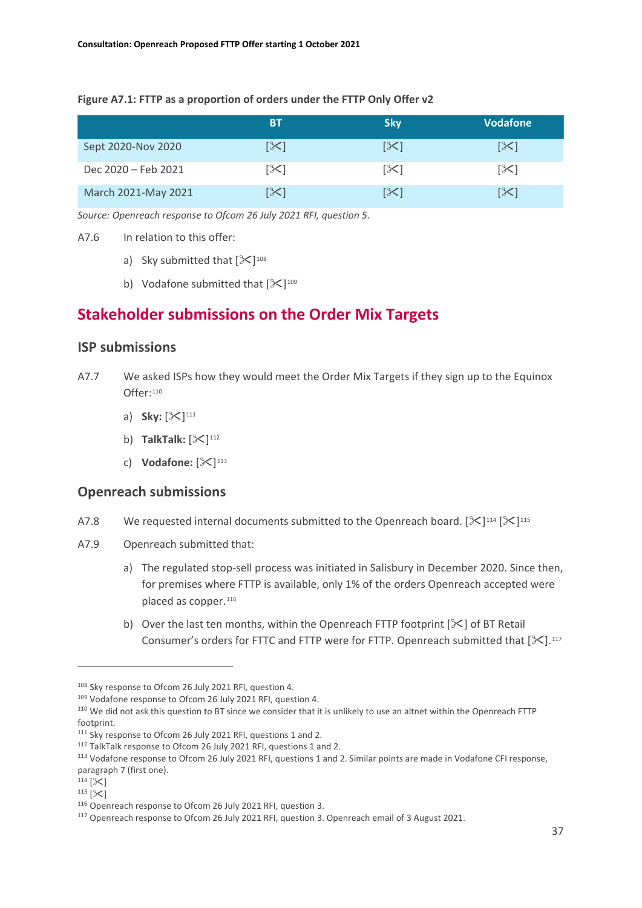**Figure A7.1: FTTP as a proportion of orders under the FTTP Only Offer v2**

| | BT | Sky | Vodafone |
|---|---|---|---|
| Sept 2020-Nov 2020 | [✂] | [✂] | [✂] |
| Dec 2020 – Feb 2021 | [✂] | [✂] | [✂] |
| March 2021-May 2021 | [✂] | [✂] | [✂] |

*Source: Openreach response to Ofcom 26 July 2021 RFI, question 5.*

A7.6 In relation to this offer:

a) Sky submitted that [✂][108]

b) Vodafone submitted that [✂][109]

## Stakeholder submissions on the Order Mix Targets

### ISP submissions

A7.7 We asked ISPs how they would meet the Order Mix Targets if they sign up to the Equinox Offer:[110]

a) **Sky:** [✂][111]

b) **TalkTalk:** [✂][112]

c) **Vodafone:** [✂][113]

### Openreach submissions

A7.8 We requested internal documents submitted to the Openreach board. [✂][114] [✂][115]

A7.9 Openreach submitted that:

a) The regulated stop-sell process was initiated in Salisbury in December 2020. Since then, for premises where FTTP is available, only 1% of the orders Openreach accepted were placed as copper.[116]

b) Over the last ten months, within the Openreach FTTP footprint [✂] of BT Retail Consumer's orders for FTTC and FTTP were for FTTP. Openreach submitted that [✂].[117]

---

[108] Sky response to Ofcom 26 July 2021 RFI, question 4.

[109] Vodafone response to Ofcom 26 July 2021 RFI, question 4.

[110] We did not ask this question to BT since we consider that it is unlikely to use an altnet within the Openreach FTTP footprint.

[111] Sky response to Ofcom 26 July 2021 RFI, questions 1 and 2.

[112] TalkTalk response to Ofcom 26 July 2021 RFI, questions 1 and 2.

[113] Vodafone response to Ofcom 26 July 2021 RFI, questions 1 and 2. Similar points are made in Vodafone CFI response, paragraph 7 (first one).

[114] [✂]

[115] [✂]

[116] Openreach response to Ofcom 26 July 2021 RFI, question 3.

[117] Openreach response to Ofcom 26 July 2021 RFI, question 3. Openreach email of 3 August 2021.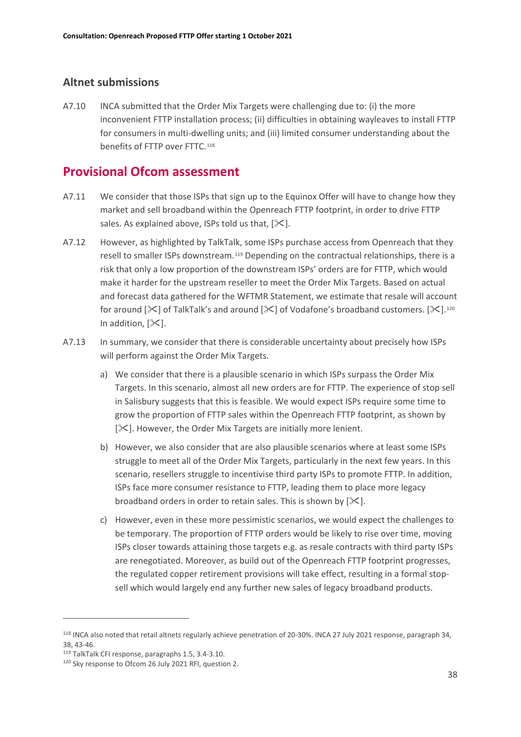### Altnet submissions

A7.10 INCA submitted that the Order Mix Targets were challenging due to: (i) the more inconvenient FTTP installation process; (ii) difficulties in obtaining wayleaves to install FTTP for consumers in multi-dwelling units; and (iii) limited consumer understanding about the benefits of FTTP over FTTC.[118]

## Provisional Ofcom assessment

A7.11 We consider that those ISPs that sign up to the Equinox Offer will have to change how they market and sell broadband within the Openreach FTTP footprint, in order to drive FTTP sales. As explained above, ISPs told us that, [✂].

A7.12 However, as highlighted by TalkTalk, some ISPs purchase access from Openreach that they resell to smaller ISPs downstream.[119] Depending on the contractual relationships, there is a risk that only a low proportion of the downstream ISPs' orders are for FTTP, which would make it harder for the upstream reseller to meet the Order Mix Targets. Based on actual and forecast data gathered for the WFTMR Statement, we estimate that resale will account for around [✂] of TalkTalk's and around [✂] of Vodafone's broadband customers. [✂].[120] In addition, [✂].

A7.13 In summary, we consider that there is considerable uncertainty about precisely how ISPs will perform against the Order Mix Targets.

a) We consider that there is a plausible scenario in which ISPs surpass the Order Mix Targets. In this scenario, almost all new orders are for FTTP. The experience of stop sell in Salisbury suggests that this is feasible. We would expect ISPs require some time to grow the proportion of FTTP sales within the Openreach FTTP footprint, as shown by [✂]. However, the Order Mix Targets are initially more lenient.

b) However, we also consider that are also plausible scenarios where at least some ISPs struggle to meet all of the Order Mix Targets, particularly in the next few years. In this scenario, resellers struggle to incentivise third party ISPs to promote FTTP. In addition, ISPs face more consumer resistance to FTTP, leading them to place more legacy broadband orders in order to retain sales. This is shown by [✂].

c) However, even in these more pessimistic scenarios, we would expect the challenges to be temporary. The proportion of FTTP orders would be likely to rise over time, moving ISPs closer towards attaining those targets e.g. as resale contracts with third party ISPs are renegotiated. Moreover, as build out of the Openreach FTTP footprint progresses, the regulated copper retirement provisions will take effect, resulting in a formal stop-sell which would largely end any further new sales of legacy broadband products.

[118] INCA also noted that retail altnets regularly achieve penetration of 20-30%. INCA 27 July 2021 response, paragraph 34, 38, 43-46.

[119] TalkTalk CFI response, paragraphs 1.5, 3.4-3.10.

[120] Sky response to Ofcom 26 July 2021 RFI, question 2.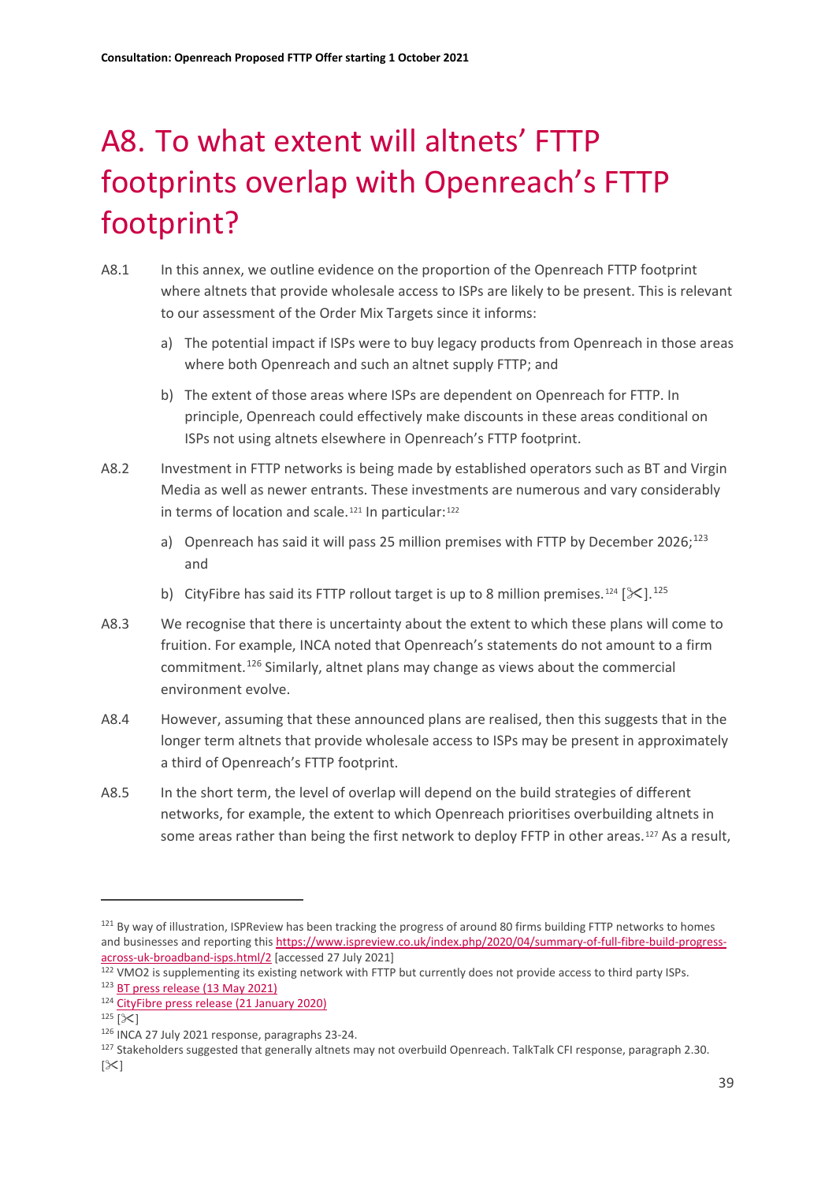# A8. To what extent will altnets' FTTP footprints overlap with Openreach's FTTP footprint?

A8.1 In this annex, we outline evidence on the proportion of the Openreach FTTP footprint where altnets that provide wholesale access to ISPs are likely to be present. This is relevant to our assessment of the Order Mix Targets since it informs:

a) The potential impact if ISPs were to buy legacy products from Openreach in those areas where both Openreach and such an altnet supply FTTP; and

b) The extent of those areas where ISPs are dependent on Openreach for FTTP. In principle, Openreach could effectively make discounts in these areas conditional on ISPs not using altnets elsewhere in Openreach's FTTP footprint.

A8.2 Investment in FTTP networks is being made by established operators such as BT and Virgin Media as well as newer entrants. These investments are numerous and vary considerably in terms of location and scale.[121] In particular:[122]

a) Openreach has said it will pass 25 million premises with FTTP by December 2026;[123] and

b) CityFibre has said its FTTP rollout target is up to 8 million premises.[124] [✂].[125]

A8.3 We recognise that there is uncertainty about the extent to which these plans will come to fruition. For example, INCA noted that Openreach's statements do not amount to a firm commitment.[126] Similarly, altnet plans may change as views about the commercial environment evolve.

A8.4 However, assuming that these announced plans are realised, then this suggests that in the longer term altnets that provide wholesale access to ISPs may be present in approximately a third of Openreach's FTTP footprint.

A8.5 In the short term, the level of overlap will depend on the build strategies of different networks, for example, the extent to which Openreach prioritises overbuilding altnets in some areas rather than being the first network to deploy FFTP in other areas.[127] As a result,

---

[121] By way of illustration, ISPReview has been tracking the progress of around 80 firms building FTTP networks to homes and businesses and reporting this https://www.ispreview.co.uk/index.php/2020/04/summary-of-full-fibre-build-progress-across-uk-broadband-isps.html/2 [accessed 27 July 2021]

[122] VMO2 is supplementing its existing network with FTTP but currently does not provide access to third party ISPs.

[123] BT press release (13 May 2021)

[124] CityFibre press release (21 January 2020)

[125] [✂]

[126] INCA 27 July 2021 response, paragraphs 23-24.

[127] Stakeholders suggested that generally altnets may not overbuild Openreach. TalkTalk CFI response, paragraph 2.30. [✂]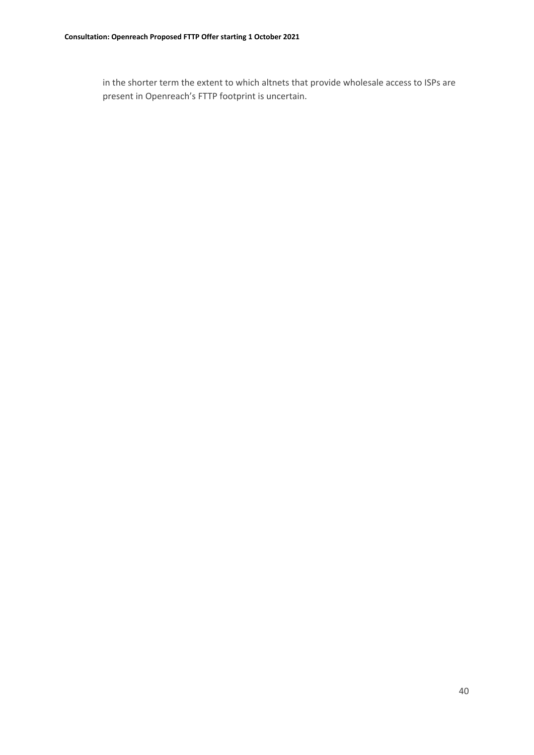in the shorter term the extent to which altnets that provide wholesale access to ISPs are present in Openreach's FTTP footprint is uncertain.